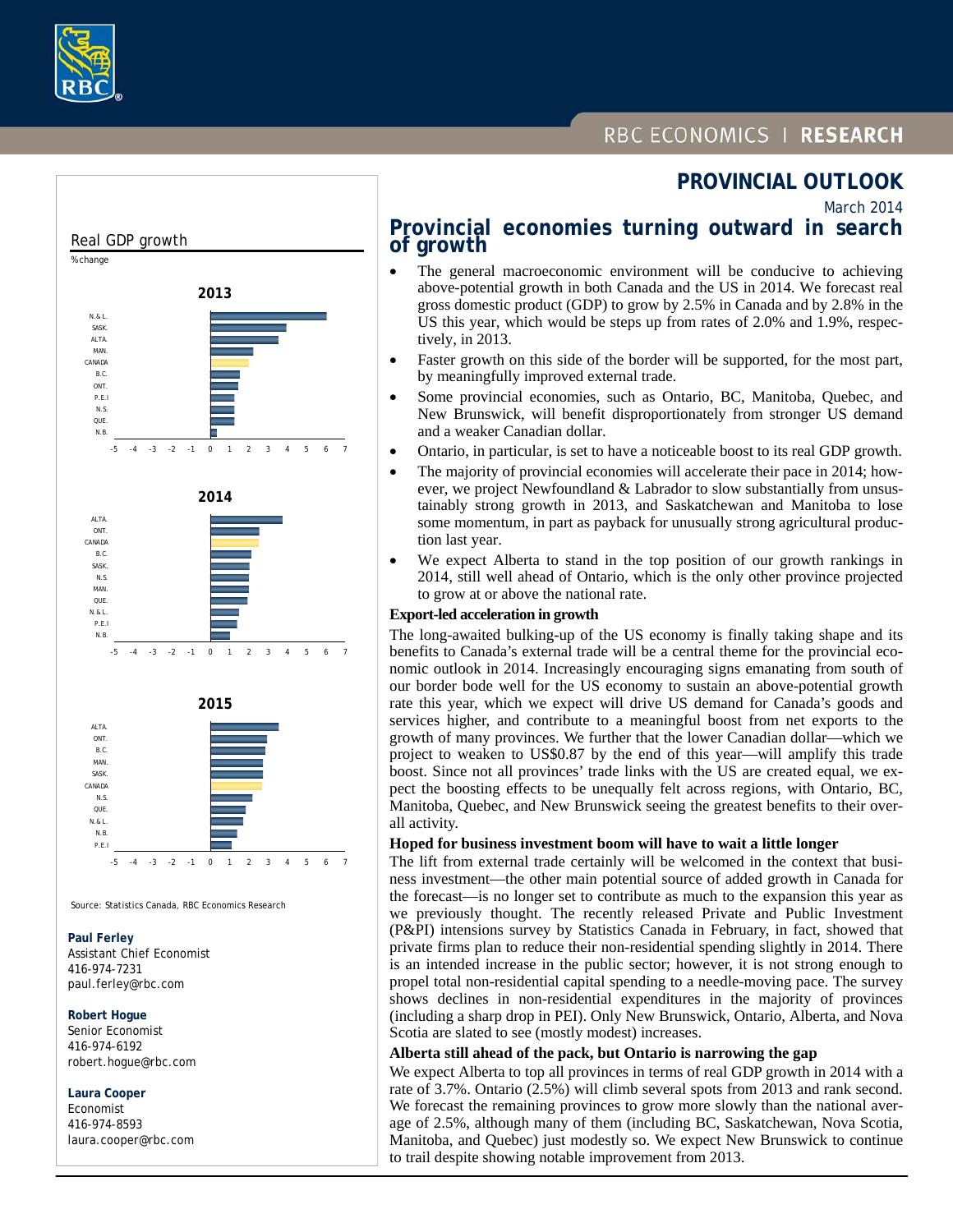RBC ECONOMICS | RESEARCH

# PROVINCIAL OUTLOOK

March 2014

## Provincial economies turning outward in search of growth

- The general macroeconomic environment will be conducive to achieving above-potential growth in both Canada and the US in 2014. We forecast real gross domestic product (GDP) to grow by 2.5% in Canada and by 2.8% in the US this year, which would be steps up from rates of 2.0% and 1.9%, respectively, in 2013.
- Faster growth on this side of the border will be supported, for the most part, by meaningfully improved external trade.
- Some provincial economies, such as Ontario, BC, Manitoba, Quebec, and New Brunswick, will benefit disproportionately from stronger US demand and a weaker Canadian dollar.
- Ontario, in particular, is set to have a noticeable boost to its real GDP growth.
- The majority of provincial economies will accelerate their pace in 2014; however, we project Newfoundland & Labrador to slow substantially from unsustainably strong growth in 2013, and Saskatchewan and Manitoba to lose some momentum, in part as payback for unusually strong agricultural production last year.
- We expect Alberta to stand in the top position of our growth rankings in 2014, still well ahead of Ontario, which is the only other province projected to grow at or above the national rate.

### Export-led acceleration in growth

The long-awaited bulking-up of the US economy is finally taking shape and its benefits to Canada's external trade will be a central theme for the provincial economic outlook in 2014. Increasingly encouraging signs emanating from south of our border bode well for the US economy to sustain an above-potential growth rate this year, which we expect will drive US demand for Canada's goods and services higher, and contribute to a meaningful boost from net exports to the growth of many provinces. We further that the lower Canadian dollar—which we project to weaken to US$0.87 by the end of this year—will amplify this trade boost. Since not all provinces' trade links with the US are created equal, we expect the boosting effects to be unequally felt across regions, with Ontario, BC, Manitoba, Quebec, and New Brunswick seeing the greatest benefits to their overall activity.

### Hoped for business investment boom will have to wait a little longer

The lift from external trade certainly will be welcomed in the context that business investment—the other main potential source of added growth in Canada for the forecast—is no longer set to contribute as much to the expansion this year as we previously thought. The recently released Private and Public Investment (P&PI) intensions survey by Statistics Canada in February, in fact, showed that private firms plan to reduce their non-residential spending slightly in 2014. There is an intended increase in the public sector; however, it is not strong enough to propel total non-residential capital spending to a needle-moving pace. The survey shows declines in non-residential expenditures in the majority of provinces (including a sharp drop in PEI). Only New Brunswick, Ontario, Alberta, and Nova Scotia are slated to see (mostly modest) increases.

### Alberta still ahead of the pack, but Ontario is narrowing the gap

We expect Alberta to top all provinces in terms of real GDP growth in 2014 with a rate of 3.7%. Ontario (2.5%) will climb several spots from 2013 and rank second. We forecast the remaining provinces to grow more slowly than the national average of 2.5%, although many of them (including BC, Saskatchewan, Nova Scotia, Manitoba, and Quebec) just modestly so. We expect New Brunswick to continue to trail despite showing notable improvement from 2013.

**Real GDP growth**

% change

2013: N.&L., SASK., ALTA., MAN., CANADA, B.C., ONT., P.E.I, N.S., QUE., N.B.

2014: ALTA., ONT., CANADA, B.C., SASK., N.S., MAN., QUE., N.&L., P.E.I, N.B.

2015: ALTA., ONT., B.C., MAN., SASK., CANADA, N.S., QUE., N.&L., N.B., P.E.I

Source: Statistics Canada, RBC Economics Research

**Paul Ferley**
Assistant Chief Economist
416-974-7231
paul.ferley@rbc.com

**Robert Hogue**
Senior Economist
416-974-6192
robert.hogue@rbc.com

**Laura Cooper**
Economist
416-974-8593
laura.cooper@rbc.com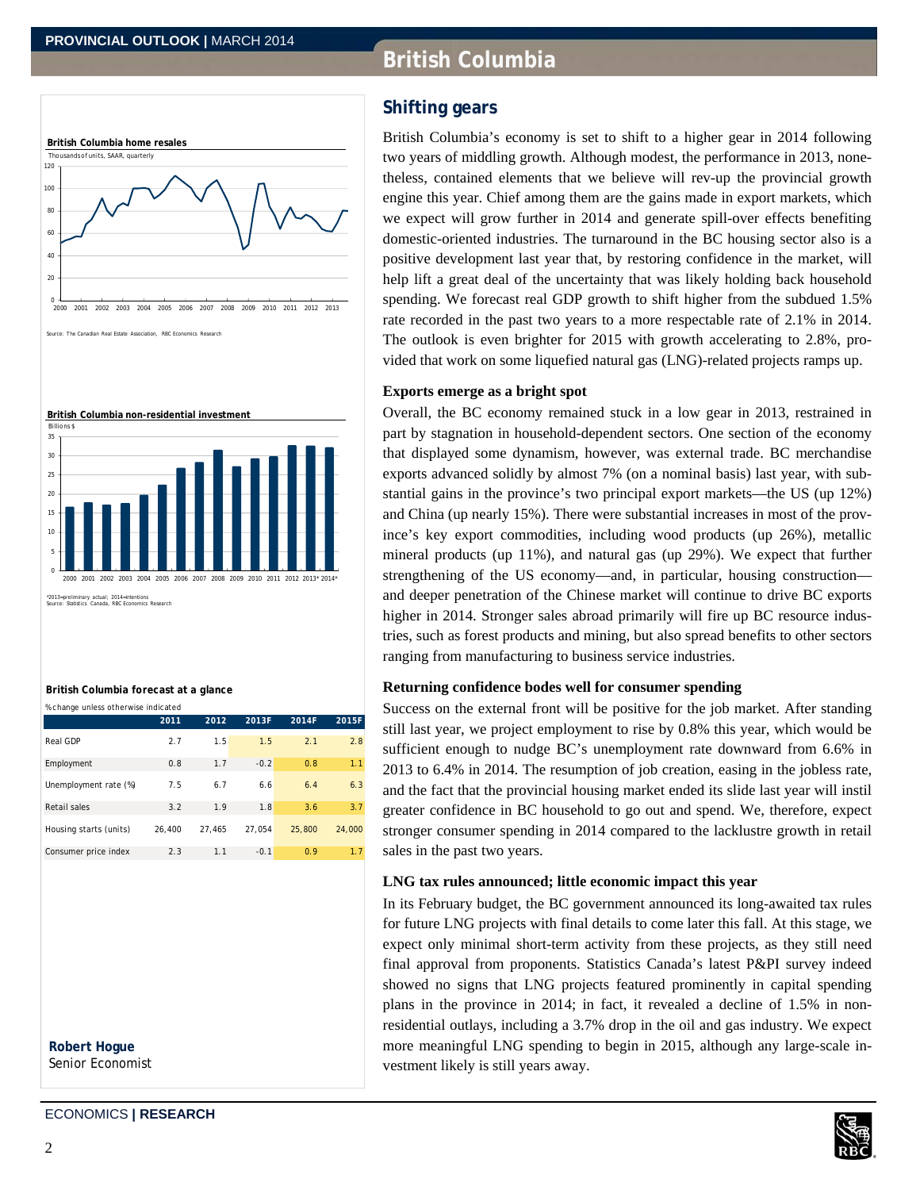# British Columbia

## Shifting gears

British Columbia's economy is set to shift to a higher gear in 2014 following two years of middling growth. Although modest, the performance in 2013, nonetheless, contained elements that we believe will rev-up the provincial growth engine this year. Chief among them are the gains made in export markets, which we expect will grow further in 2014 and generate spill-over effects benefiting domestic-oriented industries. The turnaround in the BC housing sector also is a positive development last year that, by restoring confidence in the market, will help lift a great deal of the uncertainty that was likely holding back household spending. We forecast real GDP growth to shift higher from the subdued 1.5% rate recorded in the past two years to a more respectable rate of 2.1% in 2014. The outlook is even brighter for 2015 with growth accelerating to 2.8%, provided that work on some liquefied natural gas (LNG)-related projects ramps up.

### Exports emerge as a bright spot

Overall, the BC economy remained stuck in a low gear in 2013, restrained in part by stagnation in household-dependent sectors. One section of the economy that displayed some dynamism, however, was external trade. BC merchandise exports advanced solidly by almost 7% (on a nominal basis) last year, with substantial gains in the province's two principal export markets—the US (up 12%) and China (up nearly 15%). There were substantial increases in most of the province's key export commodities, including wood products (up 26%), metallic mineral products (up 11%), and natural gas (up 29%). We expect that further strengthening of the US economy—and, in particular, housing construction—and deeper penetration of the Chinese market will continue to drive BC exports higher in 2014. Stronger sales abroad primarily will fire up BC resource industries, such as forest products and mining, but also spread benefits to other sectors ranging from manufacturing to business service industries.

### Returning confidence bodes well for consumer spending

Success on the external front will be positive for the job market. After standing still last year, we project employment to rise by 0.8% this year, which would be sufficient enough to nudge BC's unemployment rate downward from 6.6% in 2013 to 6.4% in 2014. The resumption of job creation, easing in the jobless rate, and the fact that the provincial housing market ended its slide last year will instil greater confidence in BC household to go out and spend. We, therefore, expect stronger consumer spending in 2014 compared to the lacklustre growth in retail sales in the past two years.

### LNG tax rules announced; little economic impact this year

In its February budget, the BC government announced its long-awaited tax rules for future LNG projects with final details to come later this fall. At this stage, we expect only minimal short-term activity from these projects, as they still need final approval from proponents. Statistics Canada's latest P&PI survey indeed showed no signs that LNG projects featured prominently in capital spending plans in the province in 2014; in fact, it revealed a decline of 1.5% in non-residential outlays, including a 3.7% drop in the oil and gas industry. We expect more meaningful LNG spending to begin in 2015, although any large-scale investment likely is still years away.

**British Columbia home resales**

Thousands of units, SAAR, quarterly

Source: The Canadian Real Estate Association, RBC Economics Research

**British Columbia non-residential investment**

Billions $

*2013=preliminary actual; 2014=intentions
Source: Statistics Canada, RBC Economics Research

**British Columbia forecast at a glance**

% change unless otherwise indicated

| | 2011 | 2012 | 2013F | 2014F | 2015F |
|---|---|---|---|---|---|
| Real GDP | 2.7 | 1.5 | 1.5 | 2.1 | 2.8 |
| Employment | 0.8 | 1.7 | -0.2 | 0.8 | 1.1 |
| Unemployment rate (%) | 7.5 | 6.7 | 6.6 | 6.4 | 6.3 |
| Retail sales | 3.2 | 1.9 | 1.8 | 3.6 | 3.7 |
| Housing starts (units) | 26,400 | 27,465 | 27,054 | 25,800 | 24,000 |
| Consumer price index | 2.3 | 1.1 | -0.1 | 0.9 | 1.7 |

**Robert Hogue**
Senior Economist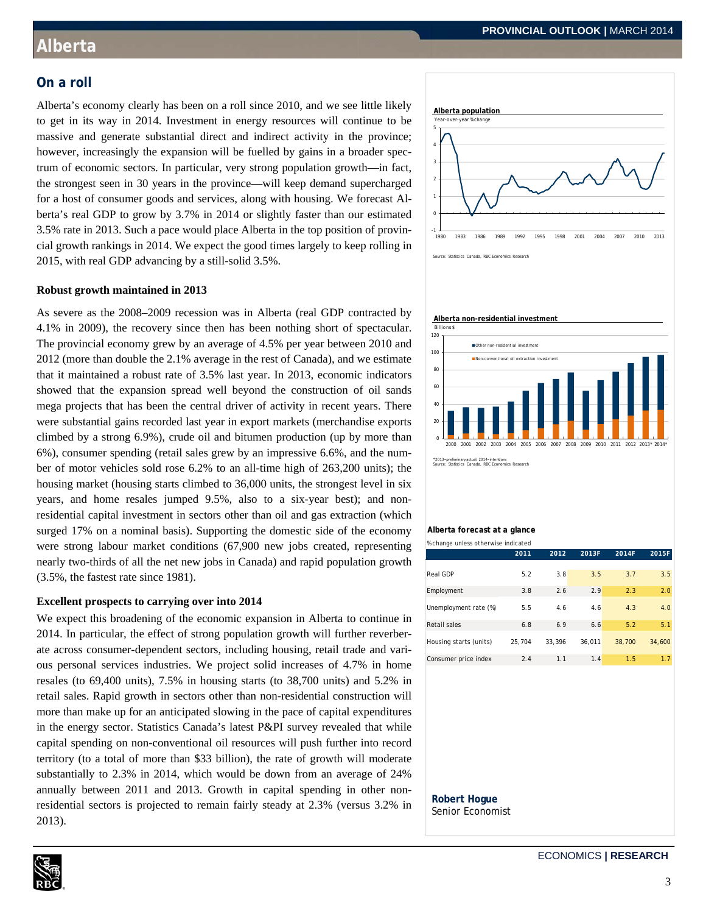# Alberta

## On a roll

Alberta's economy clearly has been on a roll since 2010, and we see little likely to get in its way in 2014. Investment in energy resources will continue to be massive and generate substantial direct and indirect activity in the province; however, increasingly the expansion will be fuelled by gains in a broader spectrum of economic sectors. In particular, very strong population growth—in fact, the strongest seen in 30 years in the province—will keep demand supercharged for a host of consumer goods and services, along with housing. We forecast Alberta's real GDP to grow by 3.7% in 2014 or slightly faster than our estimated 3.5% rate in 2013. Such a pace would place Alberta in the top position of provincial growth rankings in 2014. We expect the good times largely to keep rolling in 2015, with real GDP advancing by a still-solid 3.5%.

**Alberta population**

Year-over-year % change

Source: Statistics Canada, RBC Economics Research

### Robust growth maintained in 2013

As severe as the 2008–2009 recession was in Alberta (real GDP contracted by 4.1% in 2009), the recovery since then has been nothing short of spectacular. The provincial economy grew by an average of 4.5% per year between 2010 and 2012 (more than double the 2.1% average in the rest of Canada), and we estimate that it maintained a robust rate of 3.5% last year. In 2013, economic indicators showed that the expansion spread well beyond the construction of oil sands mega projects that has been the central driver of activity in recent years. There were substantial gains recorded last year in export markets (merchandise exports climbed by a strong 6.9%), crude oil and bitumen production (up by more than 6%), consumer spending (retail sales grew by an impressive 6.6%, and the number of motor vehicles sold rose 6.2% to an all-time high of 263,200 units); the housing market (housing starts climbed to 36,000 units, the strongest level in six years, and home resales jumped 9.5%, also to a six-year best); and non-residential capital investment in sectors other than oil and gas extraction (which surged 17% on a nominal basis). Supporting the domestic side of the economy were strong labour market conditions (67,900 new jobs created, representing nearly two-thirds of all the net new jobs in Canada) and rapid population growth (3.5%, the fastest rate since 1981).

**Alberta non-residential investment**

Billions $

*2013=preliminary actual; 2014=intentions
Source: Statistics Canada, RBC Economics Research

### Excellent prospects to carrying over into 2014

We expect this broadening of the economic expansion in Alberta to continue in 2014. In particular, the effect of strong population growth will further reverberate across consumer-dependent sectors, including housing, retail trade and various personal services industries. We project solid increases of 4.7% in home resales (to 69,400 units), 7.5% in housing starts (to 38,700 units) and 5.2% in retail sales. Rapid growth in sectors other than non-residential construction will more than make up for an anticipated slowing in the pace of capital expenditures in the energy sector. Statistics Canada's latest P&PI survey revealed that while capital spending on non-conventional oil resources will push further into record territory (to a total of more than $33 billion), the rate of growth will moderate substantially to 2.3% in 2014, which would be down from an average of 24% annually between 2011 and 2013. Growth in capital spending in other non-residential sectors is projected to remain fairly steady at 2.3% (versus 3.2% in 2013).

**Alberta forecast at a glance**

% change unless otherwise indicated

| | 2011 | 2012 | 2013F | 2014F | 2015F |
|---|---|---|---|---|---|
| Real GDP | 5.2 | 3.8 | 3.5 | 3.7 | 3.5 |
| Employment | 3.8 | 2.6 | 2.9 | 2.3 | 2.0 |
| Unemployment rate (%) | 5.5 | 4.6 | 4.6 | 4.3 | 4.0 |
| Retail sales | 6.8 | 6.9 | 6.6 | 5.2 | 5.1 |
| Housing starts (units) | 25,704 | 33,396 | 36,011 | 38,700 | 34,600 |
| Consumer price index | 2.4 | 1.1 | 1.4 | 1.5 | 1.7 |

**Robert Hogue**
Senior Economist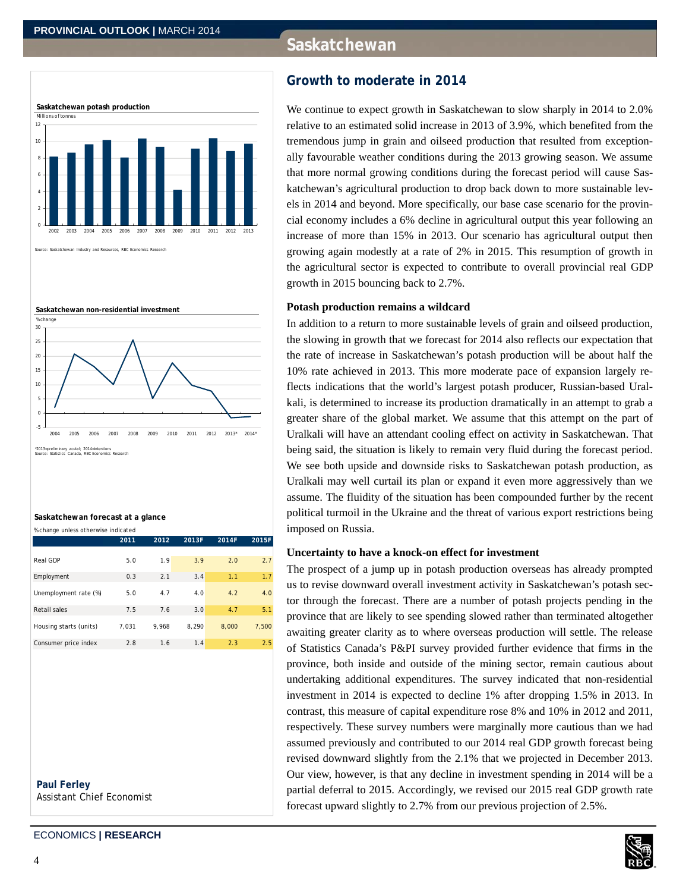# Saskatchewan

**Saskatchewan potash production**

Millions of tonnes

Source: Saskatchewan Industry and Resources, RBC Economics Research

**Saskatchewan non-residential investment**

% change

*2013=preliminary acutal; 2014=intentions
Source: Statistics Canada, RBC Economics Research

**Saskatchewan forecast at a glance**

% change unless otherwise indicated

| | 2011 | 2012 | 2013F | 2014F | 2015F |
|---|---|---|---|---|---|
| Real GDP | 5.0 | 1.9 | 3.9 | 2.0 | 2.7 |
| Employment | 0.3 | 2.1 | 3.4 | 1.1 | 1.7 |
| Unemployment rate (%) | 5.0 | 4.7 | 4.0 | 4.2 | 4.0 |
| Retail sales | 7.5 | 7.6 | 3.0 | 4.7 | 5.1 |
| Housing starts (units) | 7,031 | 9,968 | 8,290 | 8,000 | 7,500 |
| Consumer price index | 2.8 | 1.6 | 1.4 | 2.3 | 2.5 |

**Paul Ferley**
Assistant Chief Economist

## Growth to moderate in 2014

We continue to expect growth in Saskatchewan to slow sharply in 2014 to 2.0% relative to an estimated solid increase in 2013 of 3.9%, which benefited from the tremendous jump in grain and oilseed production that resulted from exceptionally favourable weather conditions during the 2013 growing season. We assume that more normal growing conditions during the forecast period will cause Saskatchewan's agricultural production to drop back down to more sustainable levels in 2014 and beyond. More specifically, our base case scenario for the provincial economy includes a 6% decline in agricultural output this year following an increase of more than 15% in 2013. Our scenario has agricultural output then growing again modestly at a rate of 2% in 2015. This resumption of growth in the agricultural sector is expected to contribute to overall provincial real GDP growth in 2015 bouncing back to 2.7%.

### Potash production remains a wildcard

In addition to a return to more sustainable levels of grain and oilseed production, the slowing in growth that we forecast for 2014 also reflects our expectation that the rate of increase in Saskatchewan's potash production will be about half the 10% rate achieved in 2013. This more moderate pace of expansion largely reflects indications that the world's largest potash producer, Russian-based Uralkali, is determined to increase its production dramatically in an attempt to grab a greater share of the global market. We assume that this attempt on the part of Uralkali will have an attendant cooling effect on activity in Saskatchewan. That being said, the situation is likely to remain very fluid during the forecast period. We see both upside and downside risks to Saskatchewan potash production, as Uralkali may well curtail its plan or expand it even more aggressively than we assume. The fluidity of the situation has been compounded further by the recent political turmoil in the Ukraine and the threat of various export restrictions being imposed on Russia.

### Uncertainty to have a knock-on effect for investment

The prospect of a jump up in potash production overseas has already prompted us to revise downward overall investment activity in Saskatchewan's potash sector through the forecast. There are a number of potash projects pending in the province that are likely to see spending slowed rather than terminated altogether awaiting greater clarity as to where overseas production will settle. The release of Statistics Canada's P&PI survey provided further evidence that firms in the province, both inside and outside of the mining sector, remain cautious about undertaking additional expenditures. The survey indicated that non-residential investment in 2014 is expected to decline 1% after dropping 1.5% in 2013. In contrast, this measure of capital expenditure rose 8% and 10% in 2012 and 2011, respectively. These survey numbers were marginally more cautious than we had assumed previously and contributed to our 2014 real GDP growth forecast being revised downward slightly from the 2.1% that we projected in December 2013. Our view, however, is that any decline in investment spending in 2014 will be a partial deferral to 2015. Accordingly, we revised our 2015 real GDP growth rate forecast upward slightly to 2.7% from our previous projection of 2.5%.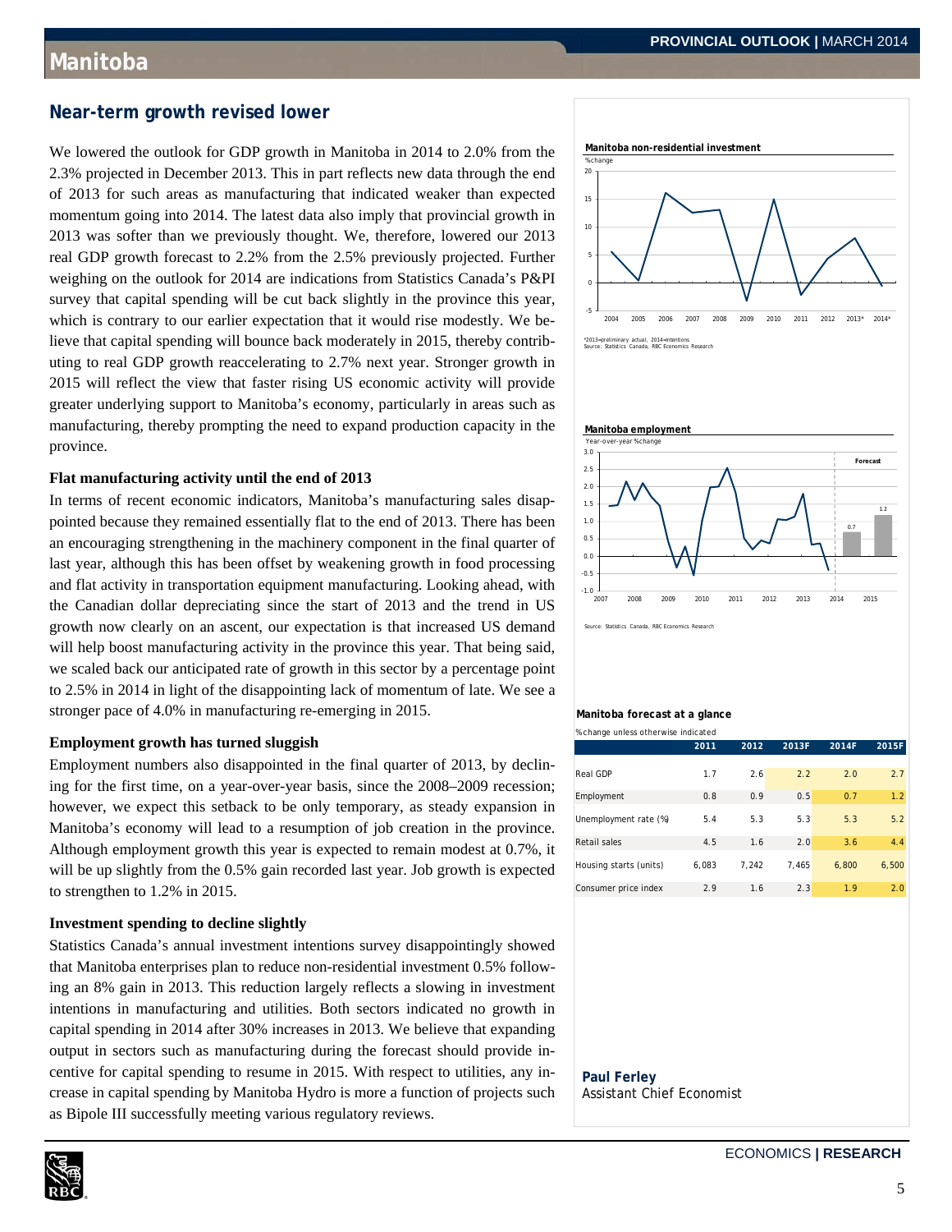# Manitoba

## Near-term growth revised lower

We lowered the outlook for GDP growth in Manitoba in 2014 to 2.0% from the 2.3% projected in December 2013. This in part reflects new data through the end of 2013 for such areas as manufacturing that indicated weaker than expected momentum going into 2014. The latest data also imply that provincial growth in 2013 was softer than we previously thought. We, therefore, lowered our 2013 real GDP growth forecast to 2.2% from the 2.5% previously projected. Further weighing on the outlook for 2014 are indications from Statistics Canada's P&PI survey that capital spending will be cut back slightly in the province this year, which is contrary to our earlier expectation that it would rise modestly. We believe that capital spending will bounce back moderately in 2015, thereby contributing to real GDP growth reaccelerating to 2.7% next year. Stronger growth in 2015 will reflect the view that faster rising US economic activity will provide greater underlying support to Manitoba's economy, particularly in areas such as manufacturing, thereby prompting the need to expand production capacity in the province.

### Flat manufacturing activity until the end of 2013

In terms of recent economic indicators, Manitoba's manufacturing sales disappointed because they remained essentially flat to the end of 2013. There has been an encouraging strengthening in the machinery component in the final quarter of last year, although this has been offset by weakening growth in food processing and flat activity in transportation equipment manufacturing. Looking ahead, with the Canadian dollar depreciating since the start of 2013 and the trend in US growth now clearly on an ascent, our expectation is that increased US demand will help boost manufacturing activity in the province this year. That being said, we scaled back our anticipated rate of growth in this sector by a percentage point to 2.5% in 2014 in light of the disappointing lack of momentum of late. We see a stronger pace of 4.0% in manufacturing re-emerging in 2015.

### Employment growth has turned sluggish

Employment numbers also disappointed in the final quarter of 2013, by declining for the first time, on a year-over-year basis, since the 2008–2009 recession; however, we expect this setback to be only temporary, as steady expansion in Manitoba's economy will lead to a resumption of job creation in the province. Although employment growth this year is expected to remain modest at 0.7%, it will be up slightly from the 0.5% gain recorded last year. Job growth is expected to strengthen to 1.2% in 2015.

### Investment spending to decline slightly

Statistics Canada's annual investment intentions survey disappointingly showed that Manitoba enterprises plan to reduce non-residential investment 0.5% following an 8% gain in 2013. This reduction largely reflects a slowing in investment intentions in manufacturing and utilities. Both sectors indicated no growth in capital spending in 2014 after 30% increases in 2013. We believe that expanding output in sectors such as manufacturing during the forecast should provide incentive for capital spending to resume in 2015. With respect to utilities, any increase in capital spending by Manitoba Hydro is more a function of projects such as Bipole III successfully meeting various regulatory reviews.

**Manitoba non-residential investment**

%change

*2013=preliminary actual, 2014=intentions
Source: Statistics Canada, RBC Economics Research

**Manitoba employment**

Year-over-year %change

Source: Statistics Canada, RBC Economics Research

**Manitoba forecast at a glance**

%change unless otherwise indicated

| | 2011 | 2012 | 2013F | 2014F | 2015F |
|---|---|---|---|---|---|
| Real GDP | 1.7 | 2.6 | 2.2 | 2.0 | 2.7 |
| Employment | 0.8 | 0.9 | 0.5 | 0.7 | 1.2 |
| Unemployment rate (%) | 5.4 | 5.3 | 5.3 | 5.3 | 5.2 |
| Retail sales | 4.5 | 1.6 | 2.0 | 3.6 | 4.4 |
| Housing starts (units) | 6,083 | 7,242 | 7,465 | 6,800 | 6,500 |
| Consumer price index | 2.9 | 1.6 | 2.3 | 1.9 | 2.0 |

**Paul Ferley**
Assistant Chief Economist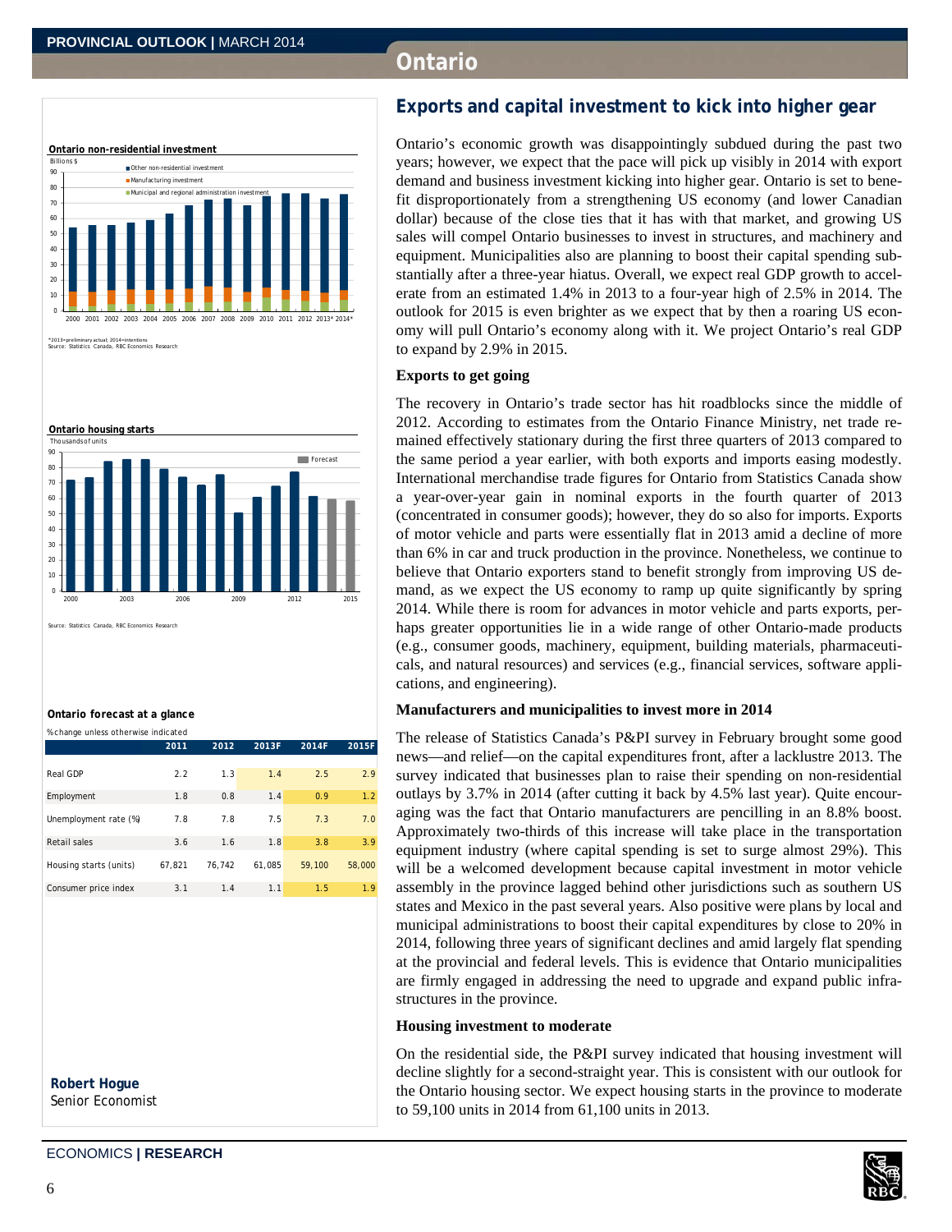# Ontario

## Exports and capital investment to kick into higher gear

Ontario's economic growth was disappointingly subdued during the past two years; however, we expect that the pace will pick up visibly in 2014 with export demand and business investment kicking into higher gear. Ontario is set to benefit disproportionately from a strengthening US economy (and lower Canadian dollar) because of the close ties that it has with that market, and growing US sales will compel Ontario businesses to invest in structures, and machinery and equipment. Municipalities also are planning to boost their capital spending substantially after a three-year hiatus. Overall, we expect real GDP growth to accelerate from an estimated 1.4% in 2013 to a four-year high of 2.5% in 2014. The outlook for 2015 is even brighter as we expect that by then a roaring US economy will pull Ontario's economy along with it. We project Ontario's real GDP to expand by 2.9% in 2015.

### Exports to get going

The recovery in Ontario's trade sector has hit roadblocks since the middle of 2012. According to estimates from the Ontario Finance Ministry, net trade remained effectively stationary during the first three quarters of 2013 compared to the same period a year earlier, with both exports and imports easing modestly. International merchandise trade figures for Ontario from Statistics Canada show a year-over-year gain in nominal exports in the fourth quarter of 2013 (concentrated in consumer goods); however, they do so also for imports. Exports of motor vehicle and parts were essentially flat in 2013 amid a decline of more than 6% in car and truck production in the province. Nonetheless, we continue to believe that Ontario exporters stand to benefit strongly from improving US demand, as we expect the US economy to ramp up quite significantly by spring 2014. While there is room for advances in motor vehicle and parts exports, perhaps greater opportunities lie in a wide range of other Ontario-made products (e.g., consumer goods, machinery, equipment, building materials, pharmaceuticals, and natural resources) and services (e.g., financial services, software applications, and engineering).

### Manufacturers and municipalities to invest more in 2014

The release of Statistics Canada's P&PI survey in February brought some good news—and relief—on the capital expenditures front, after a lacklustre 2013. The survey indicated that businesses plan to raise their spending on non-residential outlays by 3.7% in 2014 (after cutting it back by 4.5% last year). Quite encouraging was the fact that Ontario manufacturers are pencilling in an 8.8% boost. Approximately two-thirds of this increase will take place in the transportation equipment industry (where capital spending is set to surge almost 29%). This will be a welcomed development because capital investment in motor vehicle assembly in the province lagged behind other jurisdictions such as southern US states and Mexico in the past several years. Also positive were plans by local and municipal administrations to boost their capital expenditures by close to 20% in 2014, following three years of significant declines and amid largely flat spending at the provincial and federal levels. This is evidence that Ontario municipalities are firmly engaged in addressing the need to upgrade and expand public infrastructures in the province.

### Housing investment to moderate

On the residential side, the P&PI survey indicated that housing investment will decline slightly for a second-straight year. This is consistent with our outlook for the Ontario housing sector. We expect housing starts in the province to moderate to 59,100 units in 2014 from 61,100 units in 2013.

**Ontario non-residential investment**

Billions $

*2013=preliminary actual; 2014=intentions
Source: Statistics Canada, RBC Economics Research

**Ontario housing starts**

Thousands of units

Source: Statistics Canada, RBC Economics Research

**Ontario forecast at a glance**

% change unless otherwise indicated

| | 2011 | 2012 | 2013F | 2014F | 2015F |
|---|---|---|---|---|---|
| Real GDP | 2.2 | 1.3 | 1.4 | 2.5 | 2.9 |
| Employment | 1.8 | 0.8 | 1.4 | 0.9 | 1.2 |
| Unemployment rate (%) | 7.8 | 7.8 | 7.5 | 7.3 | 7.0 |
| Retail sales | 3.6 | 1.6 | 1.8 | 3.8 | 3.9 |
| Housing starts (units) | 67,821 | 76,742 | 61,085 | 59,100 | 58,000 |
| Consumer price index | 3.1 | 1.4 | 1.1 | 1.5 | 1.9 |

**Robert Hogue**
Senior Economist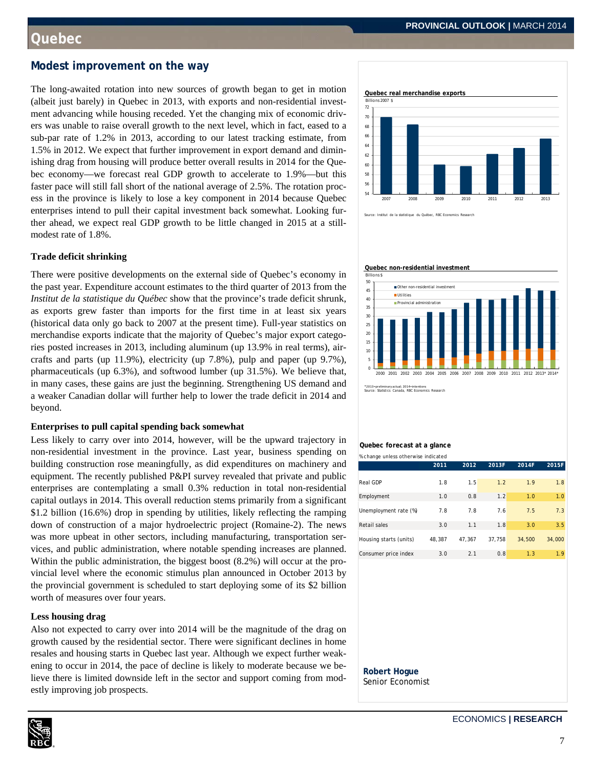# Quebec

## Modest improvement on the way

The long-awaited rotation into new sources of growth began to get in motion (albeit just barely) in Quebec in 2013, with exports and non-residential investment advancing while housing receded. Yet the changing mix of economic drivers was unable to raise overall growth to the next level, which in fact, eased to a sub-par rate of 1.2% in 2013, according to our latest tracking estimate, from 1.5% in 2012. We expect that further improvement in export demand and diminishing drag from housing will produce better overall results in 2014 for the Quebec economy—we forecast real GDP growth to accelerate to 1.9%—but this faster pace will still fall short of the national average of 2.5%. The rotation process in the province is likely to lose a key component in 2014 because Quebec enterprises intend to pull their capital investment back somewhat. Looking further ahead, we expect real GDP growth to be little changed in 2015 at a still-modest rate of 1.8%.

### Trade deficit shrinking

There were positive developments on the external side of Quebec's economy in the past year. Expenditure account estimates to the third quarter of 2013 from the *Institut de la statistique du Québec* show that the province's trade deficit shrunk, as exports grew faster than imports for the first time in at least six years (historical data only go back to 2007 at the present time). Full-year statistics on merchandise exports indicate that the majority of Quebec's major export categories posted increases in 2013, including aluminum (up 13.9% in real terms), aircrafts and parts (up 11.9%), electricity (up 7.8%), pulp and paper (up 9.7%), pharmaceuticals (up 6.3%), and softwood lumber (up 31.5%). We believe that, in many cases, these gains are just the beginning. Strengthening US demand and a weaker Canadian dollar will further help to lower the trade deficit in 2014 and beyond.

### Enterprises to pull capital spending back somewhat

Less likely to carry over into 2014, however, will be the upward trajectory in non-residential investment in the province. Last year, business spending on building construction rose meaningfully, as did expenditures on machinery and equipment. The recently published P&PI survey revealed that private and public enterprises are contemplating a small 0.3% reduction in total non-residential capital outlays in 2014. This overall reduction stems primarily from a significant $1.2 billion (16.6%) drop in spending by utilities, likely reflecting the ramping down of construction of a major hydroelectric project (Romaine-2). The news was more upbeat in other sectors, including manufacturing, transportation services, and public administration, where notable spending increases are planned. Within the public administration, the biggest boost (8.2%) will occur at the provincial level where the economic stimulus plan announced in October 2013 by the provincial government is scheduled to start deploying some of its $2 billion worth of measures over four years.

### Less housing drag

Also not expected to carry over into 2014 will be the magnitude of the drag on growth caused by the residential sector. There were significant declines in home resales and housing starts in Quebec last year. Although we expect further weakening to occur in 2014, the pace of decline is likely to moderate because we believe there is limited downside left in the sector and support coming from modestly improving job prospects.

**Quebec real merchandise exports**

Billions 2007 $

Source: Institut de la statistique du Québec, RBC Economics Research

**Quebec non-residential investment**

Billions $

*2013=preliminary actual; 2014=intentions
Source: Statistics Canada, RBC Economics Research

**Quebec forecast at a glance**

% change unless otherwise indicated

| | 2011 | 2012 | 2013F | 2014F | 2015F |
|---|---|---|---|---|---|
| Real GDP | 1.8 | 1.5 | 1.2 | 1.9 | 1.8 |
| Employment | 1.0 | 0.8 | 1.2 | 1.0 | 1.0 |
| Unemployment rate (%) | 7.8 | 7.8 | 7.6 | 7.5 | 7.3 |
| Retail sales | 3.0 | 1.1 | 1.8 | 3.0 | 3.5 |
| Housing starts (units) | 48,387 | 47,367 | 37,758 | 34,500 | 34,000 |
| Consumer price index | 3.0 | 2.1 | 0.8 | 1.3 | 1.9 |

**Robert Hogue**
Senior Economist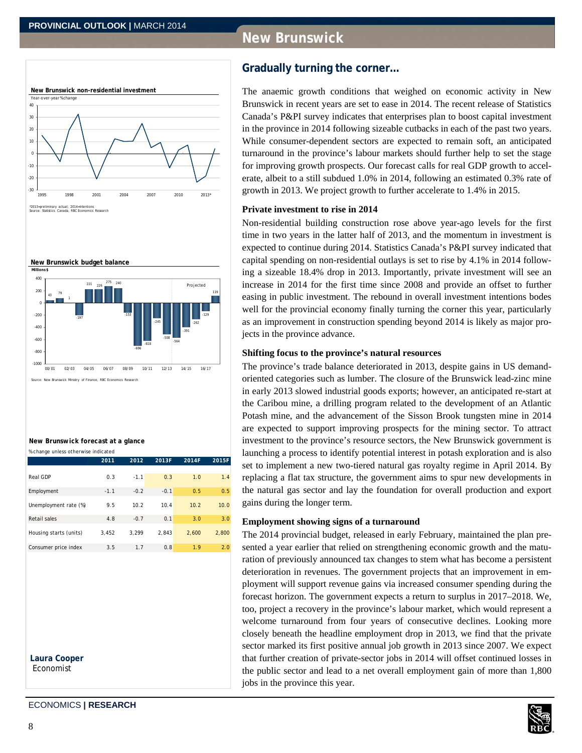# New Brunswick

## Gradually turning the corner…

The anaemic growth conditions that weighed on economic activity in New Brunswick in recent years are set to ease in 2014. The recent release of Statistics Canada's P&PI survey indicates that enterprises plan to boost capital investment in the province in 2014 following sizeable cutbacks in each of the past two years. While consumer-dependent sectors are expected to remain soft, an anticipated turnaround in the province's labour markets should further help to set the stage for improving growth prospects. Our forecast calls for real GDP growth to accelerate, albeit to a still subdued 1.0% in 2014, following an estimated 0.3% rate of growth in 2013. We project growth to further accelerate to 1.4% in 2015.

### Private investment to rise in 2014

Non-residential building construction rose above year-ago levels for the first time in two years in the latter half of 2013, and the momentum in investment is expected to continue during 2014. Statistics Canada's P&PI survey indicated that capital spending on non-residential outlays is set to rise by 4.1% in 2014 following a sizeable 18.4% drop in 2013. Importantly, private investment will see an increase in 2014 for the first time since 2008 and provide an offset to further easing in public investment. The rebound in overall investment intentions bodes well for the provincial economy finally turning the corner this year, particularly as an improvement in construction spending beyond 2014 is likely as major projects in the province advance.

### Shifting focus to the province's natural resources

The province's trade balance deteriorated in 2013, despite gains in US demand-oriented categories such as lumber. The closure of the Brunswick lead-zinc mine in early 2013 slowed industrial goods exports; however, an anticipated re-start at the Caribou mine, a drilling program related to the development of an Atlantic Potash mine, and the advancement of the Sisson Brook tungsten mine in 2014 are expected to support improving prospects for the mining sector. To attract investment to the province's resource sectors, the New Brunswick government is launching a process to identify potential interest in potash exploration and is also set to implement a new two-tiered natural gas royalty regime in April 2014. By replacing a flat tax structure, the government aims to spur new developments in the natural gas sector and lay the foundation for overall production and export gains during the longer term.

### Employment showing signs of a turnaround

The 2014 provincial budget, released in early February, maintained the plan presented a year earlier that relied on strengthening economic growth and the maturation of previously announced tax changes to stem what has become a persistent deterioration in revenues. The government projects that an improvement in employment will support revenue gains via increased consumer spending during the forecast horizon. The government expects a return to surplus in 2017–2018. We, too, project a recovery in the province's labour market, which would represent a welcome turnaround from four years of consecutive declines. Looking more closely beneath the headline employment drop in 2013, we find that the private sector marked its first positive annual job growth in 2013 since 2007. We expect that further creation of private-sector jobs in 2014 will offset continued losses in the public sector and lead to a net overall employment gain of more than 1,800 jobs in the province this year.

**New Brunswick non-residential investment**

Year-over-year %change

*2013=preliminary actual; 2014=intentions
Source: Statistics Canada, RBC Economics Research

**New Brunswick budget balance**

Millions $

| 00/01 | 01/02 | 02/03 | 03/04 | 04/05 | 05/06 | 06/07 | 07/08 | 08/09 | 09/10 | 10/11 | 11/12 | 12/13 | 13/14 | 14/15 | 15/16 | 16/17 | 17/18 |
|---|---|---|---|---|---|---|---|---|---|---|---|---|---|---|---|---|---|
| 43 | 79 | 1 | -197 | 221 | 226 | 275 | 240 | -153 | -696 | -618 | -245 | -508 | -564 | -391 | -262 | -129 | 119 |

Projected: 14/15 onward

Source: New Brunswick Ministry of Finance, RBC Economics Research

**New Brunswick forecast at a glance**

% change unless otherwise indicated

| | 2011 | 2012 | 2013F | 2014F | 2015F |
|---|---|---|---|---|---|
| Real GDP | 0.3 | -1.1 | 0.3 | 1.0 | 1.4 |
| Employment | -1.1 | -0.2 | -0.1 | 0.5 | 0.5 |
| Unemployment rate (%) | 9.5 | 10.2 | 10.4 | 10.2 | 10.0 |
| Retail sales | 4.8 | -0.7 | 0.1 | 3.0 | 3.0 |
| Housing starts (units) | 3,452 | 3,299 | 2,843 | 2,600 | 2,800 |
| Consumer price index | 3.5 | 1.7 | 0.8 | 1.9 | 2.0 |

**Laura Cooper**
Economist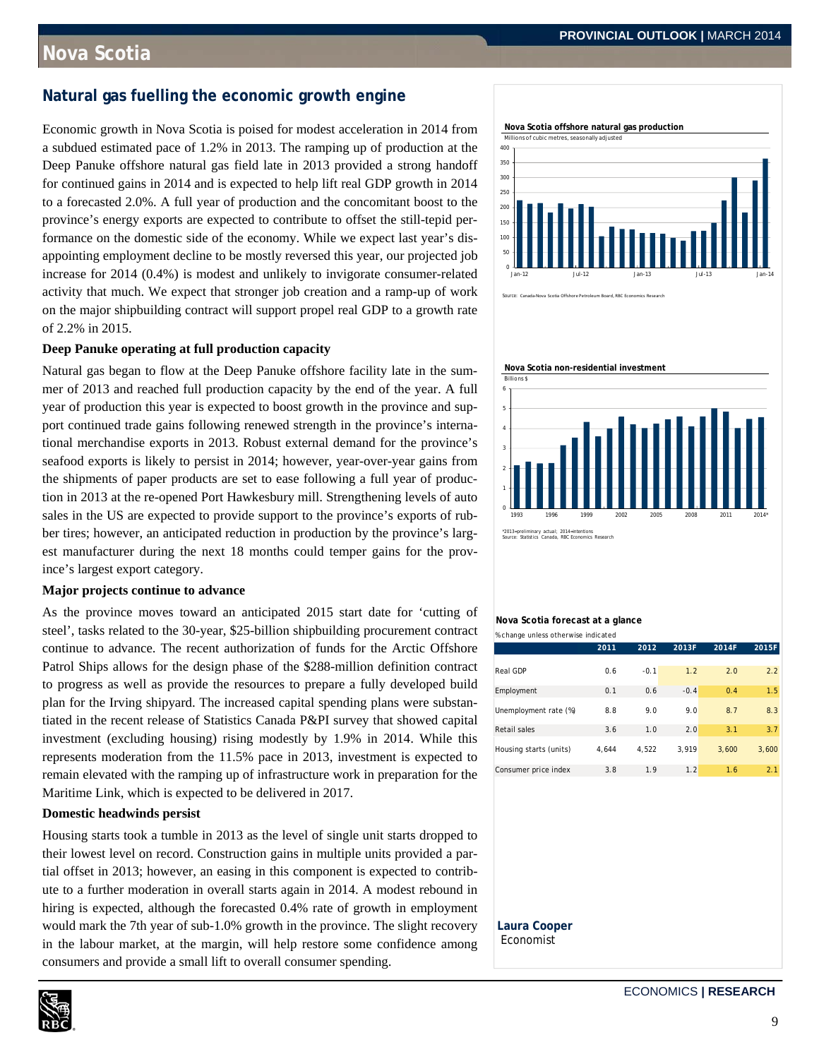# Nova Scotia

## Natural gas fuelling the economic growth engine

Economic growth in Nova Scotia is poised for modest acceleration in 2014 from a subdued estimated pace of 1.2% in 2013. The ramping up of production at the Deep Panuke offshore natural gas field late in 2013 provided a strong handoff for continued gains in 2014 and is expected to help lift real GDP growth in 2014 to a forecasted 2.0%. A full year of production and the concomitant boost to the province's energy exports are expected to contribute to offset the still-tepid performance on the domestic side of the economy. While we expect last year's disappointing employment decline to be mostly reversed this year, our projected job increase for 2014 (0.4%) is modest and unlikely to invigorate consumer-related activity that much. We expect that stronger job creation and a ramp-up of work on the major shipbuilding contract will support propel real GDP to a growth rate of 2.2% in 2015.

### Deep Panuke operating at full production capacity

Natural gas began to flow at the Deep Panuke offshore facility late in the summer of 2013 and reached full production capacity by the end of the year. A full year of production this year is expected to boost growth in the province and support continued trade gains following renewed strength in the province's international merchandise exports in 2013. Robust external demand for the province's seafood exports is likely to persist in 2014; however, year-over-year gains from the shipments of paper products are set to ease following a full year of production in 2013 at the re-opened Port Hawkesbury mill. Strengthening levels of auto sales in the US are expected to provide support to the province's exports of rubber tires; however, an anticipated reduction in production by the province's largest manufacturer during the next 18 months could temper gains for the province's largest export category.

### Major projects continue to advance

As the province moves toward an anticipated 2015 start date for 'cutting of steel', tasks related to the 30-year, $25-billion shipbuilding procurement contract continue to advance. The recent authorization of funds for the Arctic Offshore Patrol Ships allows for the design phase of the $288-million definition contract to progress as well as provide the resources to prepare a fully developed build plan for the Irving shipyard. The increased capital spending plans were substantiated in the recent release of Statistics Canada P&PI survey that showed capital investment (excluding housing) rising modestly by 1.9% in 2014. While this represents moderation from the 11.5% pace in 2013, investment is expected to remain elevated with the ramping up of infrastructure work in preparation for the Maritime Link, which is expected to be delivered in 2017.

### Domestic headwinds persist

Housing starts took a tumble in 2013 as the level of single unit starts dropped to their lowest level on record. Construction gains in multiple units provided a partial offset in 2013; however, an easing in this component is expected to contribute to a further moderation in overall starts again in 2014. A modest rebound in hiring is expected, although the forecasted 0.4% rate of growth in employment would mark the 7th year of sub-1.0% growth in the province. The slight recovery in the labour market, at the margin, will help restore some confidence among consumers and provide a small lift to overall consumer spending.

**Nova Scotia offshore natural gas production**
Millions of cubic metres, seasonally adjusted

Source: Canada-Nova Scotia Offshore Petroleum Board, RBC Economics Research

**Nova Scotia non-residential investment**
Billions $

*2013=preliminary actual; 2014=intentions
Source: Statistics Canada, RBC Economics Research

**Nova Scotia forecast at a glance**
% change unless otherwise indicated

| | 2011 | 2012 | 2013F | 2014F | 2015F |
|---|---|---|---|---|---|
| Real GDP | 0.6 | -0.1 | 1.2 | 2.0 | 2.2 |
| Employment | 0.1 | 0.6 | -0.4 | 0.4 | 1.5 |
| Unemployment rate (%) | 8.8 | 9.0 | 9.0 | 8.7 | 8.3 |
| Retail sales | 3.6 | 1.0 | 2.0 | 3.1 | 3.7 |
| Housing starts (units) | 4,644 | 4,522 | 3,919 | 3,600 | 3,600 |
| Consumer price index | 3.8 | 1.9 | 1.2 | 1.6 | 2.1 |

**Laura Cooper**
Economist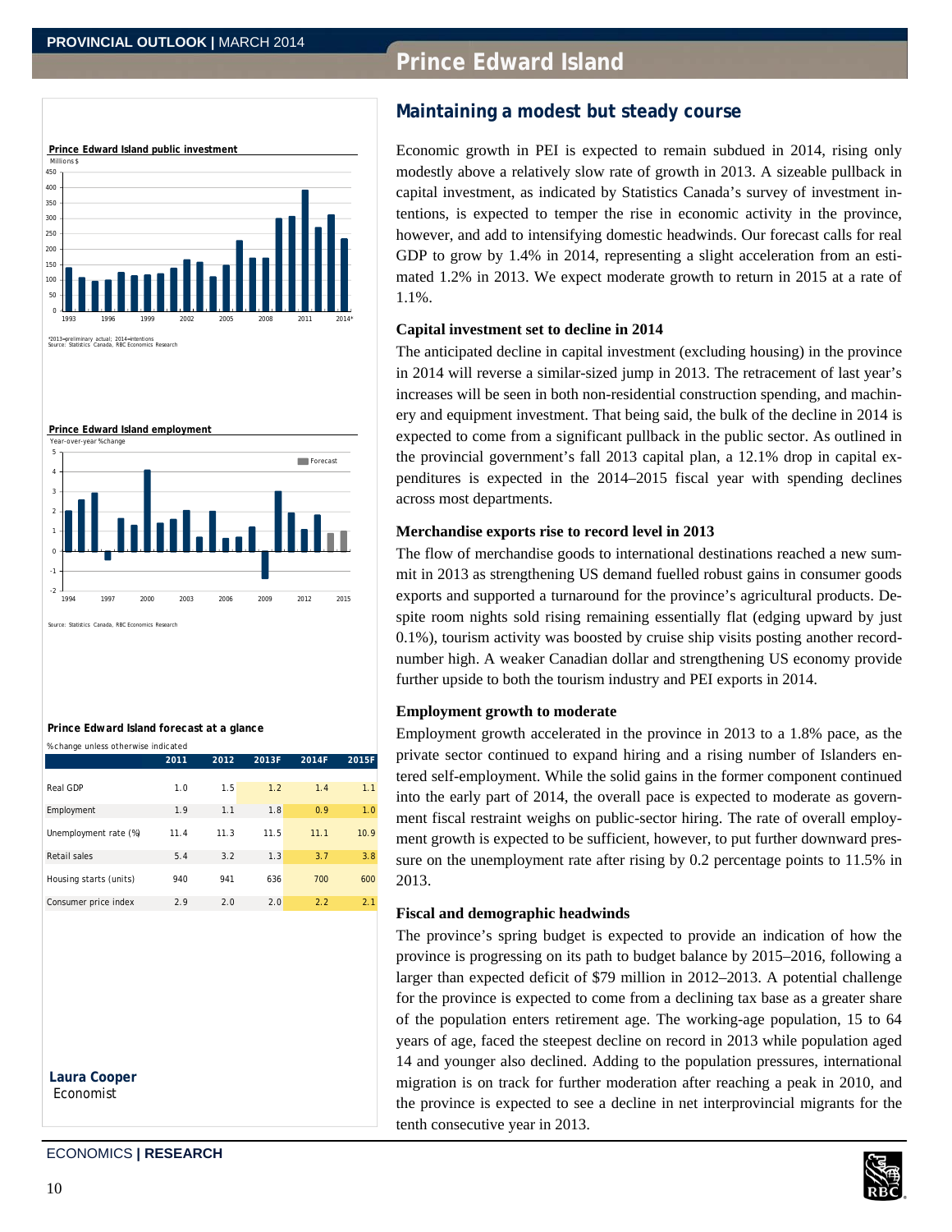# Prince Edward Island

## Maintaining a modest but steady course

Economic growth in PEI is expected to remain subdued in 2014, rising only modestly above a relatively slow rate of growth in 2013. A sizeable pullback in capital investment, as indicated by Statistics Canada's survey of investment intentions, is expected to temper the rise in economic activity in the province, however, and add to intensifying domestic headwinds. Our forecast calls for real GDP to grow by 1.4% in 2014, representing a slight acceleration from an estimated 1.2% in 2013. We expect moderate growth to return in 2015 at a rate of 1.1%.

### Capital investment set to decline in 2014

The anticipated decline in capital investment (excluding housing) in the province in 2014 will reverse a similar-sized jump in 2013. The retracement of last year's increases will be seen in both non-residential construction spending, and machinery and equipment investment. That being said, the bulk of the decline in 2014 is expected to come from a significant pullback in the public sector. As outlined in the provincial government's fall 2013 capital plan, a 12.1% drop in capital expenditures is expected in the 2014–2015 fiscal year with spending declines across most departments.

### Merchandise exports rise to record level in 2013

The flow of merchandise goods to international destinations reached a new summit in 2013 as strengthening US demand fuelled robust gains in consumer goods exports and supported a turnaround for the province's agricultural products. Despite room nights sold rising remaining essentially flat (edging upward by just 0.1%), tourism activity was boosted by cruise ship visits posting another record-number high. A weaker Canadian dollar and strengthening US economy provide further upside to both the tourism industry and PEI exports in 2014.

### Employment growth to moderate

Employment growth accelerated in the province in 2013 to a 1.8% pace, as the private sector continued to expand hiring and a rising number of Islanders entered self-employment. While the solid gains in the former component continued into the early part of 2014, the overall pace is expected to moderate as government fiscal restraint weighs on public-sector hiring. The rate of overall employment growth is expected to be sufficient, however, to put further downward pressure on the unemployment rate after rising by 0.2 percentage points to 11.5% in 2013.

### Fiscal and demographic headwinds

The province's spring budget is expected to provide an indication of how the province is progressing on its path to budget balance by 2015–2016, following a larger than expected deficit of $79 million in 2012–2013. A potential challenge for the province is expected to come from a declining tax base as a greater share of the population enters retirement age. The working-age population, 15 to 64 years of age, faced the steepest decline on record in 2013 while population aged 14 and younger also declined. Adding to the population pressures, international migration is on track for further moderation after reaching a peak in 2010, and the province is expected to see a decline in net interprovincial migrants for the tenth consecutive year in 2013.

**Prince Edward Island public investment**

Millions $

*2013=preliminary actual; 2014=intentions
Source: Statistics Canada, RBC Economics Research

**Prince Edward Island employment**

Year-over-year % change

Source: Statistics Canada, RBC Economics Research

**Prince Edward Island forecast at a glance**

% change unless otherwise indicated

| | 2011 | 2012 | 2013F | 2014F | 2015F |
|---|---|---|---|---|---|
| Real GDP | 1.0 | 1.5 | 1.2 | 1.4 | 1.1 |
| Employment | 1.9 | 1.1 | 1.8 | 0.9 | 1.0 |
| Unemployment rate (%) | 11.4 | 11.3 | 11.5 | 11.1 | 10.9 |
| Retail sales | 5.4 | 3.2 | 1.3 | 3.7 | 3.8 |
| Housing starts (units) | 940 | 941 | 636 | 700 | 600 |
| Consumer price index | 2.9 | 2.0 | 2.0 | 2.2 | 2.1 |

**Laura Cooper**
Economist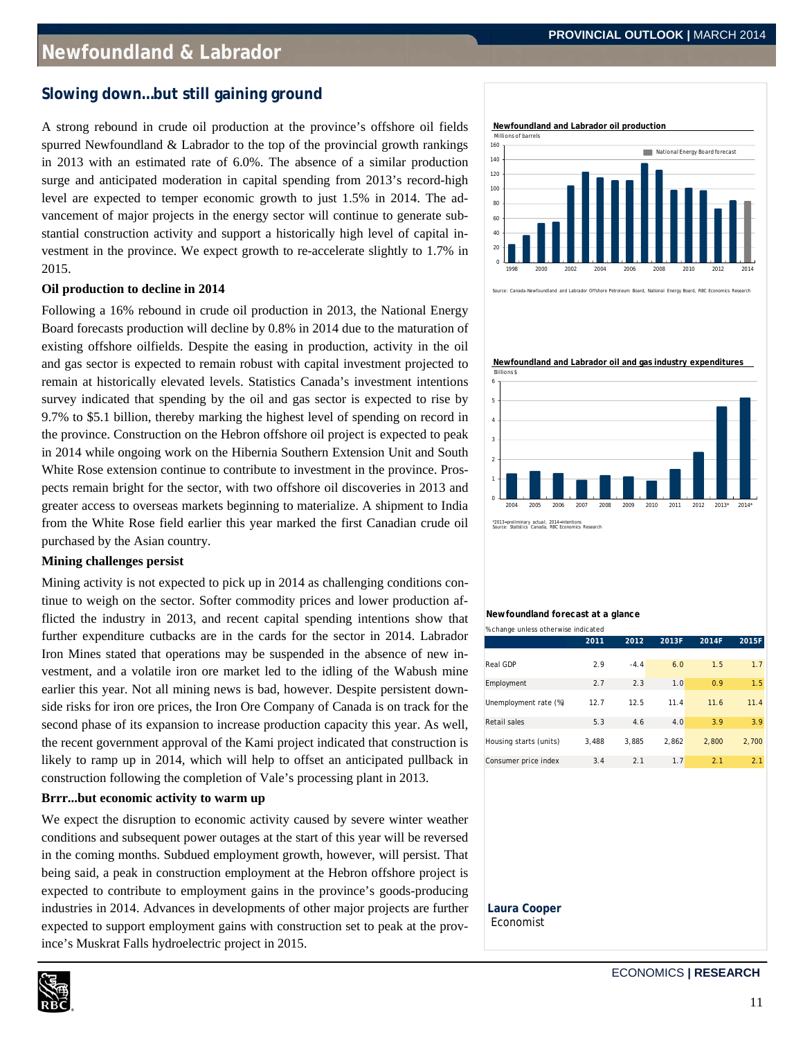# Newfoundland & Labrador

## Slowing down...but still gaining ground

A strong rebound in crude oil production at the province's offshore oil fields spurred Newfoundland & Labrador to the top of the provincial growth rankings in 2013 with an estimated rate of 6.0%. The absence of a similar production surge and anticipated moderation in capital spending from 2013's record-high level are expected to temper economic growth to just 1.5% in 2014. The advancement of major projects in the energy sector will continue to generate substantial construction activity and support a historically high level of capital investment in the province. We expect growth to re-accelerate slightly to 1.7% in 2015.

### Oil production to decline in 2014

Following a 16% rebound in crude oil production in 2013, the National Energy Board forecasts production will decline by 0.8% in 2014 due to the maturation of existing offshore oilfields. Despite the easing in production, activity in the oil and gas sector is expected to remain robust with capital investment projected to remain at historically elevated levels. Statistics Canada's investment intentions survey indicated that spending by the oil and gas sector is expected to rise by 9.7% to $5.1 billion, thereby marking the highest level of spending on record in the province. Construction on the Hebron offshore oil project is expected to peak in 2014 while ongoing work on the Hibernia Southern Extension Unit and South White Rose extension continue to contribute to investment in the province. Prospects remain bright for the sector, with two offshore oil discoveries in 2013 and greater access to overseas markets beginning to materialize. A shipment to India from the White Rose field earlier this year marked the first Canadian crude oil purchased by the Asian country.

### Mining challenges persist

Mining activity is not expected to pick up in 2014 as challenging conditions continue to weigh on the sector. Softer commodity prices and lower production afflicted the industry in 2013, and recent capital spending intentions show that further expenditure cutbacks are in the cards for the sector in 2014. Labrador Iron Mines stated that operations may be suspended in the absence of new investment, and a volatile iron ore market led to the idling of the Wabush mine earlier this year. Not all mining news is bad, however. Despite persistent downside risks for iron ore prices, the Iron Ore Company of Canada is on track for the second phase of its expansion to increase production capacity this year. As well, the recent government approval of the Kami project indicated that construction is likely to ramp up in 2014, which will help to offset an anticipated pullback in construction following the completion of Vale's processing plant in 2013.

### Brrr...but economic activity to warm up

We expect the disruption to economic activity caused by severe winter weather conditions and subsequent power outages at the start of this year will be reversed in the coming months. Subdued employment growth, however, will persist. That being said, a peak in construction employment at the Hebron offshore project is expected to contribute to employment gains in the province's goods-producing industries in 2014. Advances in developments of other major projects are further expected to support employment gains with construction set to peak at the province's Muskrat Falls hydroelectric project in 2015.

**Newfoundland and Labrador oil production**

Millions of barrels

Source: Canada-Newfoundland and Labrador Offshore Petroleum Board, National Energy Board, RBC Economics Research

**Newfoundland and Labrador oil and gas industry expenditures**

Billions $

*2013=preliminary actual; 2014=intentions
Source: Statistics Canada, RBC Economics Research

**Newfoundland forecast at a glance**

% change unless otherwise indicated

| | 2011 | 2012 | 2013F | 2014F | 2015F |
|---|---|---|---|---|---|
| Real GDP | 2.9 | -4.4 | 6.0 | 1.5 | 1.7 |
| Employment | 2.7 | 2.3 | 1.0 | 0.9 | 1.5 |
| Unemployment rate (%) | 12.7 | 12.5 | 11.4 | 11.6 | 11.4 |
| Retail sales | 5.3 | 4.6 | 4.0 | 3.9 | 3.9 |
| Housing starts (units) | 3,488 | 3,885 | 2,862 | 2,800 | 2,700 |
| Consumer price index | 3.4 | 2.1 | 1.7 | 2.1 | 2.1 |

**Laura Cooper**
Economist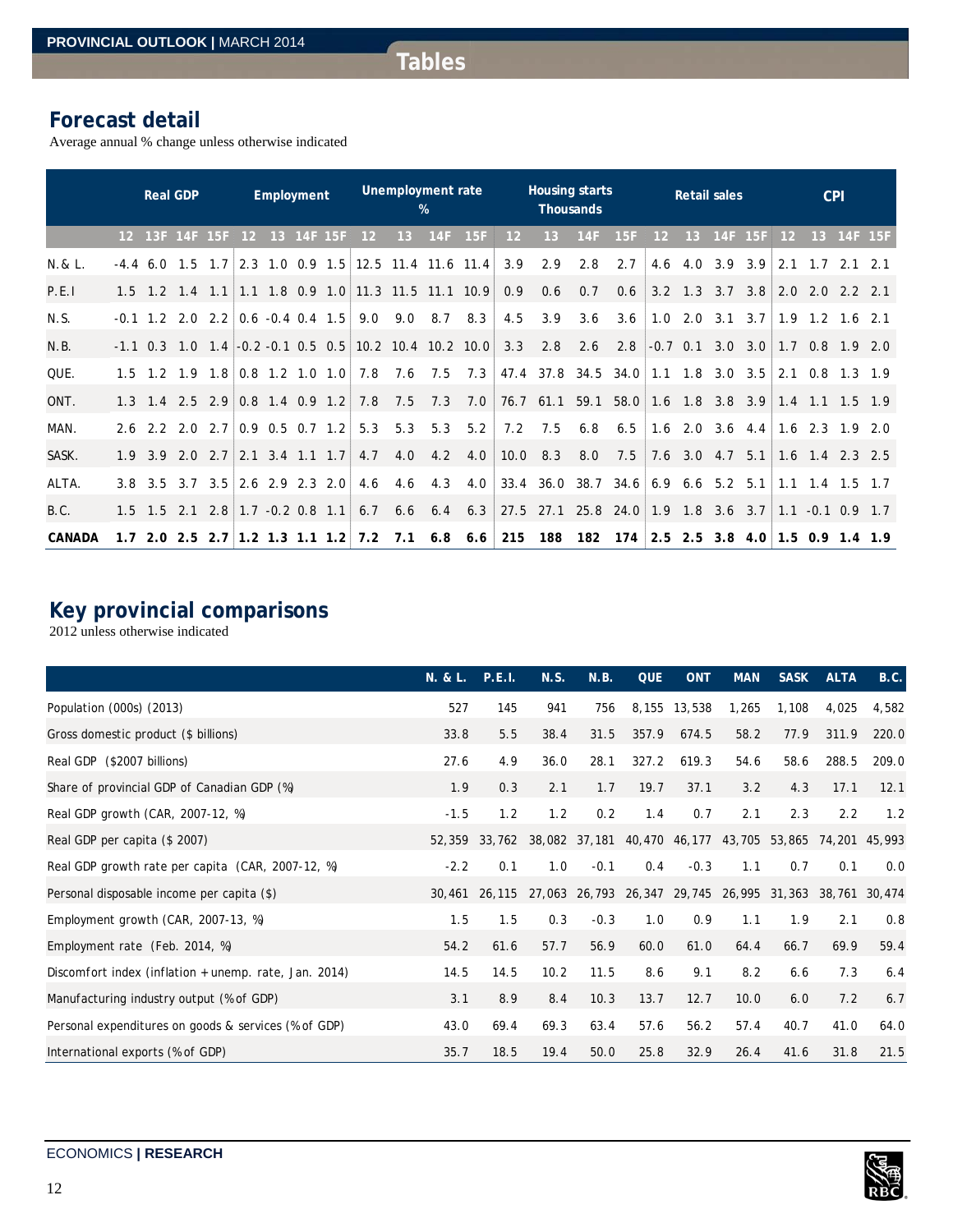## Tables

## Forecast detail

Average annual % change unless otherwise indicated

| | Real GDP | | | | Employment | | | | Unemployment rate % | | | | Housing starts Thousands | | | | Retail sales | | | | CPI | | | |
|---|---|---|---|---|---|---|---|---|---|---|---|---|---|---|---|---|---|---|---|---|---|---|---|---|
| | 12 | 13F | 14F | 15F | 12 | 13 | 14F | 15F | 12 | 13 | 14F | 15F | 12 | 13 | 14F | 15F | 12 | 13 | 14F | 15F | 12 | 13 | 14F | 15F |
| N.& L. | -4.4 | 6.0 | 1.5 | 1.7 | 2.3 | 1.0 | 0.9 | 1.5 | 12.5 | 11.4 | 11.6 | 11.4 | 3.9 | 2.9 | 2.8 | 2.7 | 4.6 | 4.0 | 3.9 | 3.9 | 2.1 | 1.7 | 2.1 | 2.1 |
| P.E.I | 1.5 | 1.2 | 1.4 | 1.1 | 1.1 | 1.8 | 0.9 | 1.0 | 11.3 | 11.5 | 11.1 | 10.9 | 0.9 | 0.6 | 0.7 | 0.6 | 3.2 | 1.3 | 3.7 | 3.8 | 2.0 | 2.0 | 2.2 | 2.1 |
| N.S. | -0.1 | 1.2 | 2.0 | 2.2 | 0.6 | -0.4 | 0.4 | 1.5 | 9.0 | 9.0 | 8.7 | 8.3 | 4.5 | 3.9 | 3.6 | 3.6 | 1.0 | 2.0 | 3.1 | 3.7 | 1.9 | 1.2 | 1.6 | 2.1 |
| N.B. | -1.1 | 0.3 | 1.0 | 1.4 | -0.2 | -0.1 | 0.5 | 0.5 | 10.2 | 10.4 | 10.2 | 10.0 | 3.3 | 2.8 | 2.6 | 2.8 | -0.7 | 0.1 | 3.0 | 3.0 | 1.7 | 0.8 | 1.9 | 2.0 |
| QUE. | 1.5 | 1.2 | 1.9 | 1.8 | 0.8 | 1.2 | 1.0 | 1.0 | 7.8 | 7.6 | 7.5 | 7.3 | 47.4 | 37.8 | 34.5 | 34.0 | 1.1 | 1.8 | 3.0 | 3.5 | 2.1 | 0.8 | 1.3 | 1.9 |
| ONT. | 1.3 | 1.4 | 2.5 | 2.9 | 0.8 | 1.4 | 0.9 | 1.2 | 7.8 | 7.5 | 7.3 | 7.0 | 76.7 | 61.1 | 59.1 | 58.0 | 1.6 | 1.8 | 3.8 | 3.9 | 1.4 | 1.1 | 1.5 | 1.9 |
| MAN. | 2.6 | 2.2 | 2.0 | 2.7 | 0.9 | 0.5 | 0.7 | 1.2 | 5.3 | 5.3 | 5.3 | 5.2 | 7.2 | 7.5 | 6.8 | 6.5 | 1.6 | 2.0 | 3.6 | 4.4 | 1.6 | 2.3 | 1.9 | 2.0 |
| SASK. | 1.9 | 3.9 | 2.0 | 2.7 | 2.1 | 3.4 | 1.1 | 1.7 | 4.7 | 4.0 | 4.2 | 4.0 | 10.0 | 8.3 | 8.0 | 7.5 | 7.6 | 3.0 | 4.7 | 5.1 | 1.6 | 1.4 | 2.3 | 2.5 |
| ALTA. | 3.8 | 3.5 | 3.7 | 3.5 | 2.6 | 2.9 | 2.3 | 2.0 | 4.6 | 4.6 | 4.3 | 4.0 | 33.4 | 36.0 | 38.7 | 34.6 | 6.9 | 6.6 | 5.2 | 5.1 | 1.1 | 1.4 | 1.5 | 1.7 |
| B.C. | 1.5 | 1.5 | 2.1 | 2.8 | 1.7 | -0.2 | 0.8 | 1.1 | 6.7 | 6.6 | 6.4 | 6.3 | 27.5 | 27.1 | 25.8 | 24.0 | 1.9 | 1.8 | 3.6 | 3.7 | 1.1 | -0.1 | 0.9 | 1.7 |
| **CANADA** | **1.7** | **2.0** | **2.5** | **2.7** | **1.2** | **1.3** | **1.1** | **1.2** | **7.2** | **7.1** | **6.8** | **6.6** | **215** | **188** | **182** | **174** | **2.5** | **2.5** | **3.8** | **4.0** | **1.5** | **0.9** | **1.4** | **1.9** |

## Key provincial comparisons

2012 unless otherwise indicated

| | N. & L. | P.E.I. | N.S. | N.B. | QUE | ONT | MAN | SASK | ALTA | B.C. |
|---|---|---|---|---|---|---|---|---|---|---|
| Population (000s) (2013) | 527 | 145 | 941 | 756 | 8,155 | 13,538 | 1,265 | 1,108 | 4,025 | 4,582 |
| Gross domestic product ($ billions) | 33.8 | 5.5 | 38.4 | 31.5 | 357.9 | 674.5 | 58.2 | 77.9 | 311.9 | 220.0 |
| Real GDP ($2007 billions) | 27.6 | 4.9 | 36.0 | 28.1 | 327.2 | 619.3 | 54.6 | 58.6 | 288.5 | 209.0 |
| Share of provincial GDP of Canadian GDP (%) | 1.9 | 0.3 | 2.1 | 1.7 | 19.7 | 37.1 | 3.2 | 4.3 | 17.1 | 12.1 |
| Real GDP growth (CAR, 2007-12, %) | -1.5 | 1.2 | 1.2 | 0.2 | 1.4 | 0.7 | 2.1 | 2.3 | 2.2 | 1.2 |
| Real GDP per capita ($ 2007) | 52,359 | 33,762 | 38,082 | 37,181 | 40,470 | 46,177 | 43,705 | 53,865 | 74,201 | 45,993 |
| Real GDP growth rate per capita (CAR, 2007-12, %) | -2.2 | 0.1 | 1.0 | -0.1 | 0.4 | -0.3 | 1.1 | 0.7 | 0.1 | 0.0 |
| Personal disposable income per capita ($) | 30,461 | 26,115 | 27,063 | 26,793 | 26,347 | 29,745 | 26,995 | 31,363 | 38,761 | 30,474 |
| Employment growth (CAR, 2007-13, %) | 1.5 | 1.5 | 0.3 | -0.3 | 1.0 | 0.9 | 1.1 | 1.9 | 2.1 | 0.8 |
| Employment rate (Feb. 2014, %) | 54.2 | 61.6 | 57.7 | 56.9 | 60.0 | 61.0 | 64.4 | 66.7 | 69.9 | 59.4 |
| Discomfort index (inflation + unemp. rate, Jan. 2014) | 14.5 | 14.5 | 10.2 | 11.5 | 8.6 | 9.1 | 8.2 | 6.6 | 7.3 | 6.4 |
| Manufacturing industry output (% of GDP) | 3.1 | 8.9 | 8.4 | 10.3 | 13.7 | 12.7 | 10.0 | 6.0 | 7.2 | 6.7 |
| Personal expenditures on goods & services (% of GDP) | 43.0 | 69.4 | 69.3 | 63.4 | 57.6 | 56.2 | 57.4 | 40.7 | 41.0 | 64.0 |
| International exports (% of GDP) | 35.7 | 18.5 | 19.4 | 50.0 | 25.8 | 32.9 | 26.4 | 41.6 | 31.8 | 21.5 |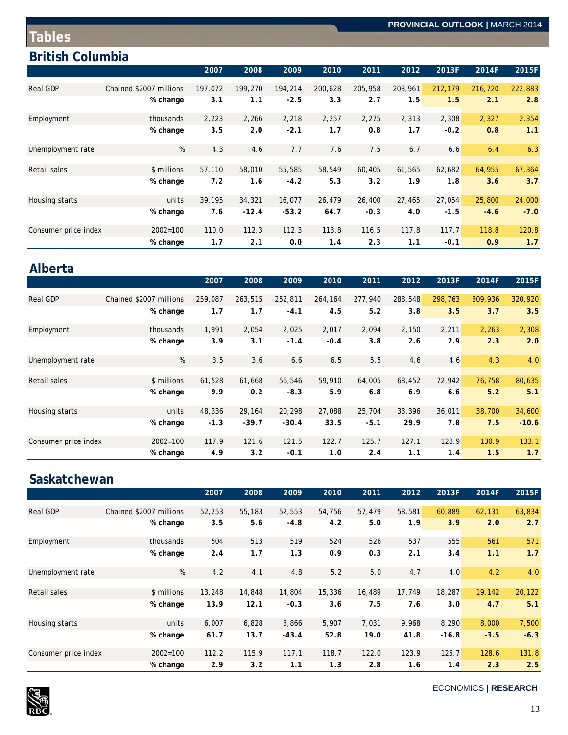# Tables

## British Columbia

| | | 2007 | 2008 | 2009 | 2010 | 2011 | 2012 | 2013F | 2014F | 2015F |
|---|---|---|---|---|---|---|---|---|---|---|
| Real GDP | Chained $2007 millions | 197,072 | 199,270 | 194,214 | 200,628 | 205,958 | 208,961 | 212,179 | 216,720 | 222,883 |
| | **% change** | **3.1** | **1.1** | **-2.5** | **3.3** | **2.7** | **1.5** | **1.5** | **2.1** | **2.8** |
| Employment | thousands | 2,223 | 2,266 | 2,218 | 2,257 | 2,275 | 2,313 | 2,308 | 2,327 | 2,354 |
| | **% change** | **3.5** | **2.0** | **-2.1** | **1.7** | **0.8** | **1.7** | **-0.2** | **0.8** | **1.1** |
| Unemployment rate | % | 4.3 | 4.6 | 7.7 | 7.6 | 7.5 | 6.7 | 6.6 | 6.4 | 6.3 |
| Retail sales | $ millions | 57,110 | 58,010 | 55,585 | 58,549 | 60,405 | 61,565 | 62,682 | 64,955 | 67,364 |
| | **% change** | **7.2** | **1.6** | **-4.2** | **5.3** | **3.2** | **1.9** | **1.8** | **3.6** | **3.7** |
| Housing starts | units | 39,195 | 34,321 | 16,077 | 26,479 | 26,400 | 27,465 | 27,054 | 25,800 | 24,000 |
| | **% change** | **7.6** | **-12.4** | **-53.2** | **64.7** | **-0.3** | **4.0** | **-1.5** | **-4.6** | **-7.0** |
| Consumer price index | 2002=100 | 110.0 | 112.3 | 112.3 | 113.8 | 116.5 | 117.8 | 117.7 | 118.8 | 120.8 |
| | **% change** | **1.7** | **2.1** | **0.0** | **1.4** | **2.3** | **1.1** | **-0.1** | **0.9** | **1.7** |

## Alberta

| | | 2007 | 2008 | 2009 | 2010 | 2011 | 2012 | 2013F | 2014F | 2015F |
|---|---|---|---|---|---|---|---|---|---|---|
| Real GDP | Chained $2007 millions | 259,087 | 263,515 | 252,811 | 264,164 | 277,940 | 288,548 | 298,763 | 309,936 | 320,920 |
| | **% change** | **1.7** | **1.7** | **-4.1** | **4.5** | **5.2** | **3.8** | **3.5** | **3.7** | **3.5** |
| Employment | thousands | 1,991 | 2,054 | 2,025 | 2,017 | 2,094 | 2,150 | 2,211 | 2,263 | 2,308 |
| | **% change** | **3.9** | **3.1** | **-1.4** | **-0.4** | **3.8** | **2.6** | **2.9** | **2.3** | **2.0** |
| Unemployment rate | % | 3.5 | 3.6 | 6.6 | 6.5 | 5.5 | 4.6 | 4.6 | 4.3 | 4.0 |
| Retail sales | $ millions | 61,528 | 61,668 | 56,546 | 59,910 | 64,005 | 68,452 | 72,942 | 76,758 | 80,635 |
| | **% change** | **9.9** | **0.2** | **-8.3** | **5.9** | **6.8** | **6.9** | **6.6** | **5.2** | **5.1** |
| Housing starts | units | 48,336 | 29,164 | 20,298 | 27,088 | 25,704 | 33,396 | 36,011 | 38,700 | 34,600 |
| | **% change** | **-1.3** | **-39.7** | **-30.4** | **33.5** | **-5.1** | **29.9** | **7.8** | **7.5** | **-10.6** |
| Consumer price index | 2002=100 | 117.9 | 121.6 | 121.5 | 122.7 | 125.7 | 127.1 | 128.9 | 130.9 | 133.1 |
| | **% change** | **4.9** | **3.2** | **-0.1** | **1.0** | **2.4** | **1.1** | **1.4** | **1.5** | **1.7** |

## Saskatchewan

| | | 2007 | 2008 | 2009 | 2010 | 2011 | 2012 | 2013F | 2014F | 2015F |
|---|---|---|---|---|---|---|---|---|---|---|
| Real GDP | Chained $2007 millions | 52,253 | 55,183 | 52,553 | 54,756 | 57,479 | 58,581 | 60,889 | 62,131 | 63,834 |
| | **% change** | **3.5** | **5.6** | **-4.8** | **4.2** | **5.0** | **1.9** | **3.9** | **2.0** | **2.7** |
| Employment | thousands | 504 | 513 | 519 | 524 | 526 | 537 | 555 | 561 | 571 |
| | **% change** | **2.4** | **1.7** | **1.3** | **0.9** | **0.3** | **2.1** | **3.4** | **1.1** | **1.7** |
| Unemployment rate | % | 4.2 | 4.1 | 4.8 | 5.2 | 5.0 | 4.7 | 4.0 | 4.2 | 4.0 |
| Retail sales | $ millions | 13,248 | 14,848 | 14,804 | 15,336 | 16,489 | 17,749 | 18,287 | 19,142 | 20,122 |
| | **% change** | **13.9** | **12.1** | **-0.3** | **3.6** | **7.5** | **7.6** | **3.0** | **4.7** | **5.1** |
| Housing starts | units | 6,007 | 6,828 | 3,866 | 5,907 | 7,031 | 9,968 | 8,290 | 8,000 | 7,500 |
| | **% change** | **61.7** | **13.7** | **-43.4** | **52.8** | **19.0** | **41.8** | **-16.8** | **-3.5** | **-6.3** |
| Consumer price index | 2002=100 | 112.2 | 115.9 | 117.1 | 118.7 | 122.0 | 123.9 | 125.7 | 128.6 | 131.8 |
| | **% change** | **2.9** | **3.2** | **1.1** | **1.3** | **2.8** | **1.6** | **1.4** | **2.3** | **2.5** |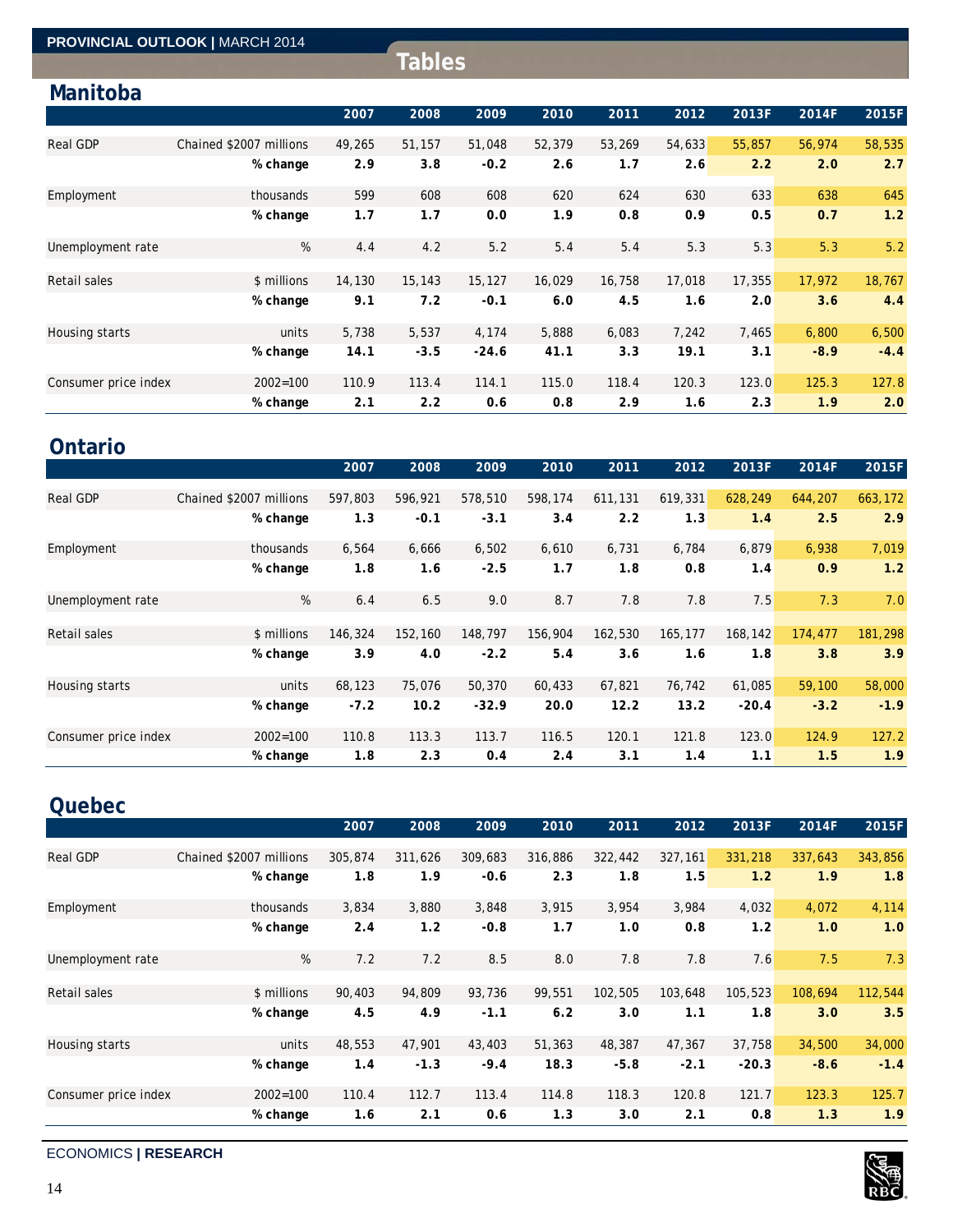# Tables

## Manitoba

| | | 2007 | 2008 | 2009 | 2010 | 2011 | 2012 | 2013F | 2014F | 2015F |
|---|---|---|---|---|---|---|---|---|---|---|
| Real GDP | Chained $2007 millions | 49,265 | 51,157 | 51,048 | 52,379 | 53,269 | 54,633 | 55,857 | 56,974 | 58,535 |
| | **% change** | **2.9** | **3.8** | **-0.2** | **2.6** | **1.7** | **2.6** | **2.2** | **2.0** | **2.7** |
| Employment | thousands | 599 | 608 | 608 | 620 | 624 | 630 | 633 | 638 | 645 |
| | **% change** | **1.7** | **1.7** | **0.0** | **1.9** | **0.8** | **0.9** | **0.5** | **0.7** | **1.2** |
| Unemployment rate | % | 4.4 | 4.2 | 5.2 | 5.4 | 5.4 | 5.3 | 5.3 | 5.3 | 5.2 |
| Retail sales | $ millions | 14,130 | 15,143 | 15,127 | 16,029 | 16,758 | 17,018 | 17,355 | 17,972 | 18,767 |
| | **% change** | **9.1** | **7.2** | **-0.1** | **6.0** | **4.5** | **1.6** | **2.0** | **3.6** | **4.4** |
| Housing starts | units | 5,738 | 5,537 | 4,174 | 5,888 | 6,083 | 7,242 | 7,465 | 6,800 | 6,500 |
| | **% change** | **14.1** | **-3.5** | **-24.6** | **41.1** | **3.3** | **19.1** | **3.1** | **-8.9** | **-4.4** |
| Consumer price index | 2002=100 | 110.9 | 113.4 | 114.1 | 115.0 | 118.4 | 120.3 | 123.0 | 125.3 | 127.8 |
| | **% change** | **2.1** | **2.2** | **0.6** | **0.8** | **2.9** | **1.6** | **2.3** | **1.9** | **2.0** |

## Ontario

| | | 2007 | 2008 | 2009 | 2010 | 2011 | 2012 | 2013F | 2014F | 2015F |
|---|---|---|---|---|---|---|---|---|---|---|
| Real GDP | Chained $2007 millions | 597,803 | 596,921 | 578,510 | 598,174 | 611,131 | 619,331 | 628,249 | 644,207 | 663,172 |
| | **% change** | **1.3** | **-0.1** | **-3.1** | **3.4** | **2.2** | **1.3** | **1.4** | **2.5** | **2.9** |
| Employment | thousands | 6,564 | 6,666 | 6,502 | 6,610 | 6,731 | 6,784 | 6,879 | 6,938 | 7,019 |
| | **% change** | **1.8** | **1.6** | **-2.5** | **1.7** | **1.8** | **0.8** | **1.4** | **0.9** | **1.2** |
| Unemployment rate | % | 6.4 | 6.5 | 9.0 | 8.7 | 7.8 | 7.8 | 7.5 | 7.3 | 7.0 |
| Retail sales | $ millions | 146,324 | 152,160 | 148,797 | 156,904 | 162,530 | 165,177 | 168,142 | 174,477 | 181,298 |
| | **% change** | **3.9** | **4.0** | **-2.2** | **5.4** | **3.6** | **1.6** | **1.8** | **3.8** | **3.9** |
| Housing starts | units | 68,123 | 75,076 | 50,370 | 60,433 | 67,821 | 76,742 | 61,085 | 59,100 | 58,000 |
| | **% change** | **-7.2** | **10.2** | **-32.9** | **20.0** | **12.2** | **13.2** | **-20.4** | **-3.2** | **-1.9** |
| Consumer price index | 2002=100 | 110.8 | 113.3 | 113.7 | 116.5 | 120.1 | 121.8 | 123.0 | 124.9 | 127.2 |
| | **% change** | **1.8** | **2.3** | **0.4** | **2.4** | **3.1** | **1.4** | **1.1** | **1.5** | **1.9** |

## Quebec

| | | 2007 | 2008 | 2009 | 2010 | 2011 | 2012 | 2013F | 2014F | 2015F |
|---|---|---|---|---|---|---|---|---|---|---|
| Real GDP | Chained $2007 millions | 305,874 | 311,626 | 309,683 | 316,886 | 322,442 | 327,161 | 331,218 | 337,643 | 343,856 |
| | **% change** | **1.8** | **1.9** | **-0.6** | **2.3** | **1.8** | **1.5** | **1.2** | **1.9** | **1.8** |
| Employment | thousands | 3,834 | 3,880 | 3,848 | 3,915 | 3,954 | 3,984 | 4,032 | 4,072 | 4,114 |
| | **% change** | **2.4** | **1.2** | **-0.8** | **1.7** | **1.0** | **0.8** | **1.2** | **1.0** | **1.0** |
| Unemployment rate | % | 7.2 | 7.2 | 8.5 | 8.0 | 7.8 | 7.8 | 7.6 | 7.5 | 7.3 |
| Retail sales | $ millions | 90,403 | 94,809 | 93,736 | 99,551 | 102,505 | 103,648 | 105,523 | 108,694 | 112,544 |
| | **% change** | **4.5** | **4.9** | **-1.1** | **6.2** | **3.0** | **1.1** | **1.8** | **3.0** | **3.5** |
| Housing starts | units | 48,553 | 47,901 | 43,403 | 51,363 | 48,387 | 47,367 | 37,758 | 34,500 | 34,000 |
| | **% change** | **1.4** | **-1.3** | **-9.4** | **18.3** | **-5.8** | **-2.1** | **-20.3** | **-8.6** | **-1.4** |
| Consumer price index | 2002=100 | 110.4 | 112.7 | 113.4 | 114.8 | 118.3 | 120.8 | 121.7 | 123.3 | 125.7 |
| | **% change** | **1.6** | **2.1** | **0.6** | **1.3** | **3.0** | **2.1** | **0.8** | **1.3** | **1.9** |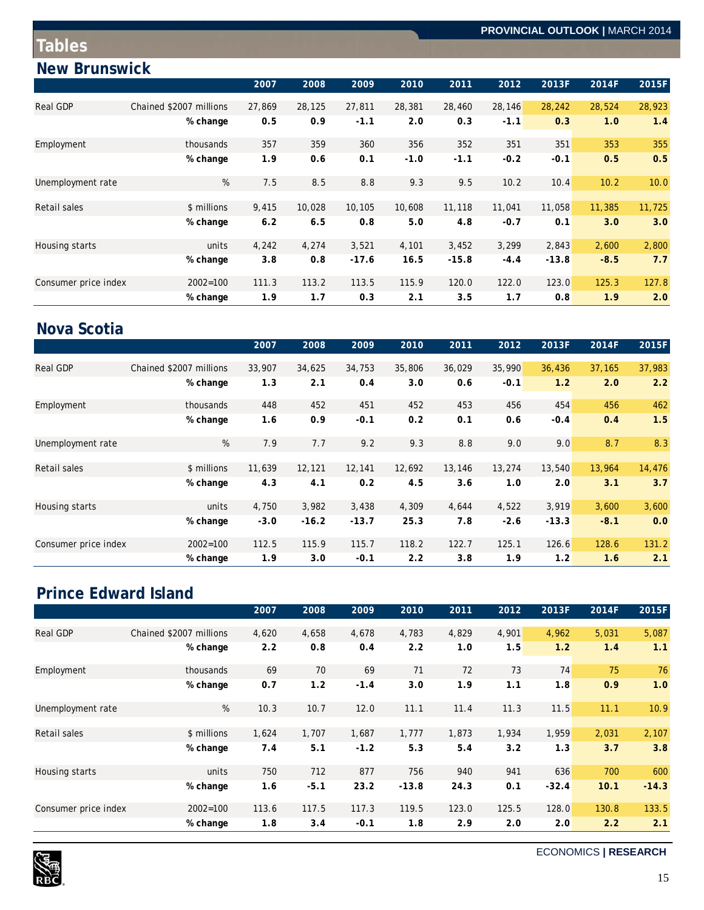# Tables

## New Brunswick

| | | 2007 | 2008 | 2009 | 2010 | 2011 | 2012 | 2013F | 2014F | 2015F |
|---|---|---|---|---|---|---|---|---|---|---|
| Real GDP | Chained $2007 millions | 27,869 | 28,125 | 27,811 | 28,381 | 28,460 | 28,146 | 28,242 | 28,524 | 28,923 |
| | **% change** | **0.5** | **0.9** | **-1.1** | **2.0** | **0.3** | **-1.1** | **0.3** | **1.0** | **1.4** |
| Employment | thousands | 357 | 359 | 360 | 356 | 352 | 351 | 351 | 353 | 355 |
| | **% change** | **1.9** | **0.6** | **0.1** | **-1.0** | **-1.1** | **-0.2** | **-0.1** | **0.5** | **0.5** |
| Unemployment rate | % | 7.5 | 8.5 | 8.8 | 9.3 | 9.5 | 10.2 | 10.4 | 10.2 | 10.0 |
| Retail sales | $ millions | 9,415 | 10,028 | 10,105 | 10,608 | 11,118 | 11,041 | 11,058 | 11,385 | 11,725 |
| | **% change** | **6.2** | **6.5** | **0.8** | **5.0** | **4.8** | **-0.7** | **0.1** | **3.0** | **3.0** |
| Housing starts | units | 4,242 | 4,274 | 3,521 | 4,101 | 3,452 | 3,299 | 2,843 | 2,600 | 2,800 |
| | **% change** | **3.8** | **0.8** | **-17.6** | **16.5** | **-15.8** | **-4.4** | **-13.8** | **-8.5** | **7.7** |
| Consumer price index | 2002=100 | 111.3 | 113.2 | 113.5 | 115.9 | 120.0 | 122.0 | 123.0 | 125.3 | 127.8 |
| | **% change** | **1.9** | **1.7** | **0.3** | **2.1** | **3.5** | **1.7** | **0.8** | **1.9** | **2.0** |

## Nova Scotia

| | | 2007 | 2008 | 2009 | 2010 | 2011 | 2012 | 2013F | 2014F | 2015F |
|---|---|---|---|---|---|---|---|---|---|---|
| Real GDP | Chained $2007 millions | 33,907 | 34,625 | 34,753 | 35,806 | 36,029 | 35,990 | 36,436 | 37,165 | 37,983 |
| | **% change** | **1.3** | **2.1** | **0.4** | **3.0** | **0.6** | **-0.1** | **1.2** | **2.0** | **2.2** |
| Employment | thousands | 448 | 452 | 451 | 452 | 453 | 456 | 454 | 456 | 462 |
| | **% change** | **1.6** | **0.9** | **-0.1** | **0.2** | **0.1** | **0.6** | **-0.4** | **0.4** | **1.5** |
| Unemployment rate | % | 7.9 | 7.7 | 9.2 | 9.3 | 8.8 | 9.0 | 9.0 | 8.7 | 8.3 |
| Retail sales | $ millions | 11,639 | 12,121 | 12,141 | 12,692 | 13,146 | 13,274 | 13,540 | 13,964 | 14,476 |
| | **% change** | **4.3** | **4.1** | **0.2** | **4.5** | **3.6** | **1.0** | **2.0** | **3.1** | **3.7** |
| Housing starts | units | 4,750 | 3,982 | 3,438 | 4,309 | 4,644 | 4,522 | 3,919 | 3,600 | 3,600 |
| | **% change** | **-3.0** | **-16.2** | **-13.7** | **25.3** | **7.8** | **-2.6** | **-13.3** | **-8.1** | **0.0** |
| Consumer price index | 2002=100 | 112.5 | 115.9 | 115.7 | 118.2 | 122.7 | 125.1 | 126.6 | 128.6 | 131.2 |
| | **% change** | **1.9** | **3.0** | **-0.1** | **2.2** | **3.8** | **1.9** | **1.2** | **1.6** | **2.1** |

## Prince Edward Island

| | | 2007 | 2008 | 2009 | 2010 | 2011 | 2012 | 2013F | 2014F | 2015F |
|---|---|---|---|---|---|---|---|---|---|---|
| Real GDP | Chained $2007 millions | 4,620 | 4,658 | 4,678 | 4,783 | 4,829 | 4,901 | 4,962 | 5,031 | 5,087 |
| | **% change** | **2.2** | **0.8** | **0.4** | **2.2** | **1.0** | **1.5** | **1.2** | **1.4** | **1.1** |
| Employment | thousands | 69 | 70 | 69 | 71 | 72 | 73 | 74 | 75 | 76 |
| | **% change** | **0.7** | **1.2** | **-1.4** | **3.0** | **1.9** | **1.1** | **1.8** | **0.9** | **1.0** |
| Unemployment rate | % | 10.3 | 10.7 | 12.0 | 11.1 | 11.4 | 11.3 | 11.5 | 11.1 | 10.9 |
| Retail sales | $ millions | 1,624 | 1,707 | 1,687 | 1,777 | 1,873 | 1,934 | 1,959 | 2,031 | 2,107 |
| | **% change** | **7.4** | **5.1** | **-1.2** | **5.3** | **5.4** | **3.2** | **1.3** | **3.7** | **3.8** |
| Housing starts | units | 750 | 712 | 877 | 756 | 940 | 941 | 636 | 700 | 600 |
| | **% change** | **1.6** | **-5.1** | **23.2** | **-13.8** | **24.3** | **0.1** | **-32.4** | **10.1** | **-14.3** |
| Consumer price index | 2002=100 | 113.6 | 117.5 | 117.3 | 119.5 | 123.0 | 125.5 | 128.0 | 130.8 | 133.5 |
| | **% change** | **1.8** | **3.4** | **-0.1** | **1.8** | **2.9** | **2.0** | **2.0** | **2.2** | **2.1** |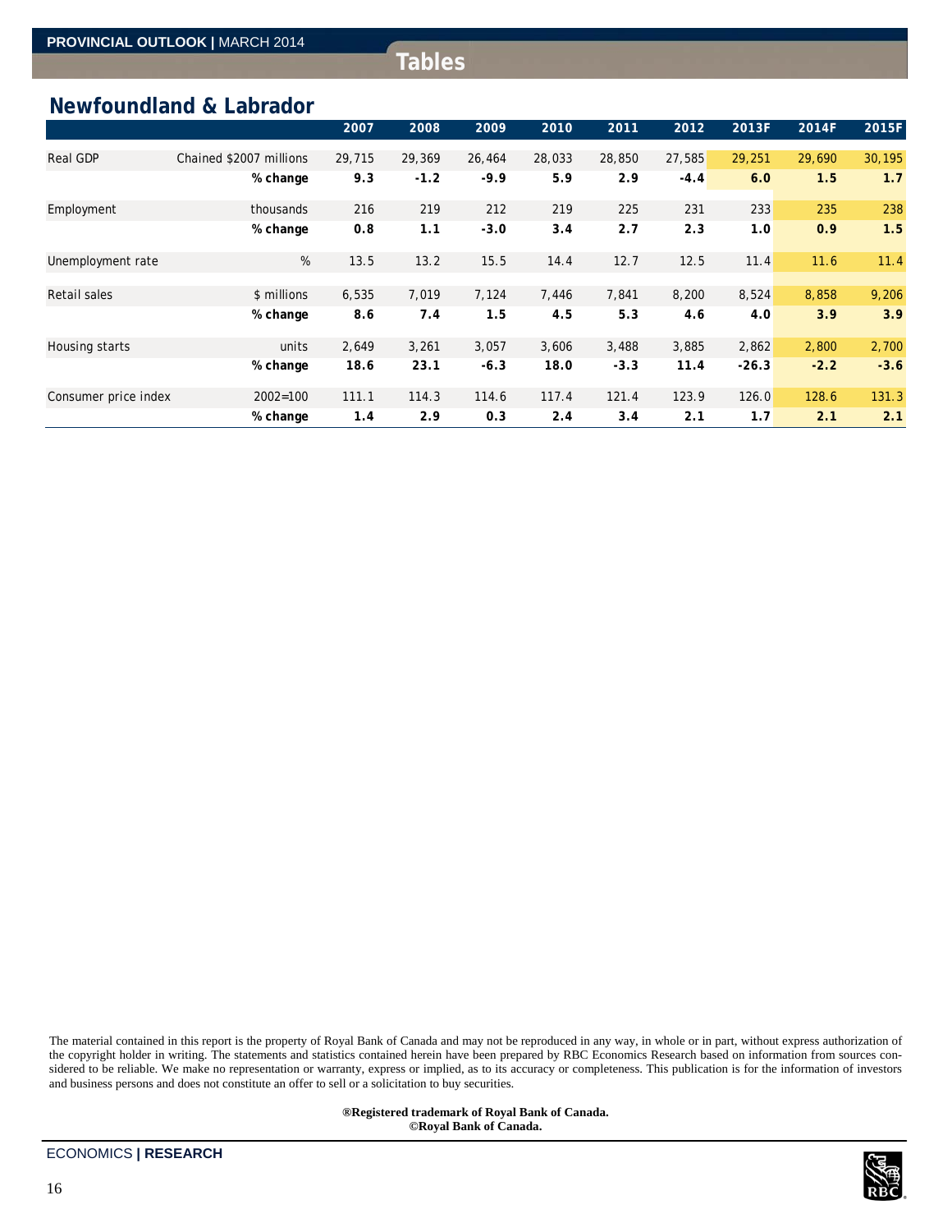## Tables

# Newfoundland & Labrador

| | | 2007 | 2008 | 2009 | 2010 | 2011 | 2012 | 2013F | 2014F | 2015F |
|---|---|---|---|---|---|---|---|---|---|---|
| Real GDP | Chained $2007 millions | 29,715 | 29,369 | 26,464 | 28,033 | 28,850 | 27,585 | 29,251 | 29,690 | 30,195 |
| | **% change** | **9.3** | **-1.2** | **-9.9** | **5.9** | **2.9** | **-4.4** | **6.0** | **1.5** | **1.7** |
| Employment | thousands | 216 | 219 | 212 | 219 | 225 | 231 | 233 | 235 | 238 |
| | **% change** | **0.8** | **1.1** | **-3.0** | **3.4** | **2.7** | **2.3** | **1.0** | **0.9** | **1.5** |
| Unemployment rate | % | 13.5 | 13.2 | 15.5 | 14.4 | 12.7 | 12.5 | 11.4 | 11.6 | 11.4 |
| Retail sales | $ millions | 6,535 | 7,019 | 7,124 | 7,446 | 7,841 | 8,200 | 8,524 | 8,858 | 9,206 |
| | **% change** | **8.6** | **7.4** | **1.5** | **4.5** | **5.3** | **4.6** | **4.0** | **3.9** | **3.9** |
| Housing starts | units | 2,649 | 3,261 | 3,057 | 3,606 | 3,488 | 3,885 | 2,862 | 2,800 | 2,700 |
| | **% change** | **18.6** | **23.1** | **-6.3** | **18.0** | **-3.3** | **11.4** | **-26.3** | **-2.2** | **-3.6** |
| Consumer price index | 2002=100 | 111.1 | 114.3 | 114.6 | 117.4 | 121.4 | 123.9 | 126.0 | 128.6 | 131.3 |
| | **% change** | **1.4** | **2.9** | **0.3** | **2.4** | **3.4** | **2.1** | **1.7** | **2.1** | **2.1** |

The material contained in this report is the property of Royal Bank of Canada and may not be reproduced in any way, in whole or in part, without express authorization of the copyright holder in writing. The statements and statistics contained herein have been prepared by RBC Economics Research based on information from sources considered to be reliable. We make no representation or warranty, express or implied, as to its accuracy or completeness. This publication is for the information of investors and business persons and does not constitute an offer to sell or a solicitation to buy securities.

**®Registered trademark of Royal Bank of Canada.**
**©Royal Bank of Canada.**